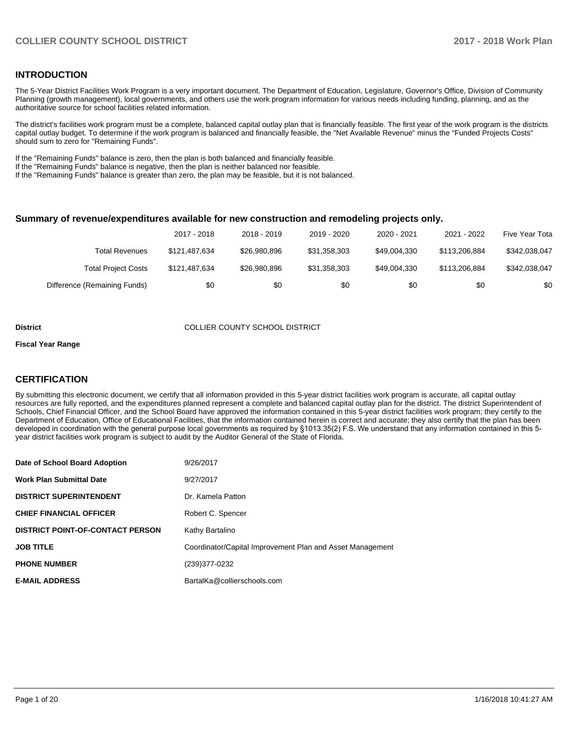## INTRODUCTION

The 5-Year District Facilities Work Program is a very important document. The Department of Education, Legislature, Governor's Office, Division of Community Planning (growth management), local governments, and others use the work program information for various needs including funding, planning, and as the authoritative source for school facilities related information.

The district's facilities work program must be a complete, balanced capital outlay plan that is financially feasible. The first year of the work program is the districts capital outlay budget. To determine if the work program is balanced and financially feasible, the "Net Available Revenue" minus the "Funded Projects Costs" should sum to zero for "Remaining Funds".

If the "Remaining Funds" balance is zero, then the plan is both balanced and financially feasible.
If the "Remaining Funds" balance is negative, then the plan is neither balanced nor feasible.
If the "Remaining Funds" balance is greater than zero, the plan may be feasible, but it is not balanced.

### Summary of revenue/expenditures available for new construction and remodeling projects only.

| | 2017 - 2018 | 2018 - 2019 | 2019 - 2020 | 2020 - 2021 | 2021 - 2022 | Five Year Tota |
|---|---|---|---|---|---|---|
| Total Revenues | $121,487,634 | $26,980,896 | $31,358,303 | $49,004,330 | $113,206,884 | $342,038,047 |
| Total Project Costs | $121,487,634 | $26,980,896 | $31,358,303 | $49,004,330 | $113,206,884 | $342,038,047 |
| Difference (Remaining Funds) | $0 | $0 | $0 | $0 | $0 | $0 |

**District** COLLIER COUNTY SCHOOL DISTRICT

**Fiscal Year Range**

## CERTIFICATION

By submitting this electronic document, we certify that all information provided in this 5-year district facilities work program is accurate, all capital outlay resources are fully reported, and the expenditures planned represent a complete and balanced capital outlay plan for the district. The district Superintendent of Schools, Chief Financial Officer, and the School Board have approved the information contained in this 5-year district facilities work program; they certify to the Department of Education, Office of Educational Facilities, that the information contained herein is correct and accurate; they also certify that the plan has been developed in coordination with the general purpose local governments as required by §1013.35(2) F.S. We understand that any information contained in this 5-year district facilities work program is subject to audit by the Auditor General of the State of Florida.

| | |
|---|---|
| **Date of School Board Adoption** | 9/26/2017 |
| **Work Plan Submittal Date** | 9/27/2017 |
| **DISTRICT SUPERINTENDENT** | Dr. Kamela Patton |
| **CHIEF FINANCIAL OFFICER** | Robert C. Spencer |
| **DISTRICT POINT-OF-CONTACT PERSON** | Kathy Bartalino |
| **JOB TITLE** | Coordinator/Capital Improvement Plan and Asset Management |
| **PHONE NUMBER** | (239)377-0232 |
| **E-MAIL ADDRESS** | BartalKa@collierschools.com |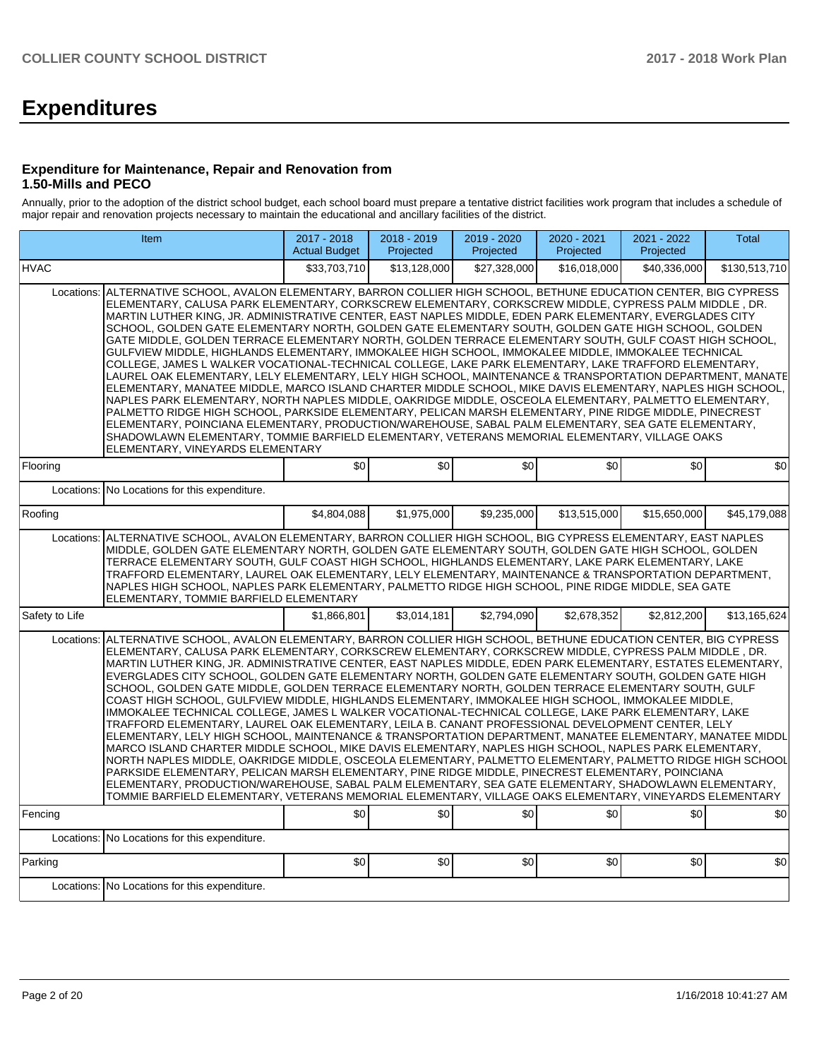# Expenditures

### Expenditure for Maintenance, Repair and Renovation from 1.50-Mills and PECO

Annually, prior to the adoption of the district school budget, each school board must prepare a tentative district facilities work program that includes a schedule of major repair and renovation projects necessary to maintain the educational and ancillary facilities of the district.

| Item | | 2017 - 2018 Actual Budget | 2018 - 2019 Projected | 2019 - 2020 Projected | 2020 - 2021 Projected | 2021 - 2022 Projected | Total |
|---|---|---|---|---|---|---|---|
| HVAC | | $33,703,710 | $13,128,000 | $27,328,000 | $16,018,000 | $40,336,000 | $130,513,710 |
| Locations: | ALTERNATIVE SCHOOL, AVALON ELEMENTARY, BARRON COLLIER HIGH SCHOOL, BETHUNE EDUCATION CENTER, BIG CYPRESS ELEMENTARY, CALUSA PARK ELEMENTARY, CORKSCREW ELEMENTARY, CORKSCREW MIDDLE, CYPRESS PALM MIDDLE , DR. MARTIN LUTHER KING, JR. ADMINISTRATIVE CENTER, EAST NAPLES MIDDLE, EDEN PARK ELEMENTARY, EVERGLADES CITY SCHOOL, GOLDEN GATE ELEMENTARY NORTH, GOLDEN GATE ELEMENTARY SOUTH, GOLDEN GATE HIGH SCHOOL, GOLDEN GATE MIDDLE, GOLDEN TERRACE ELEMENTARY NORTH, GOLDEN TERRACE ELEMENTARY SOUTH, GULF COAST HIGH SCHOOL, GULFVIEW MIDDLE, HIGHLANDS ELEMENTARY, IMMOKALEE HIGH SCHOOL, IMMOKALEE MIDDLE, IMMOKALEE TECHNICAL COLLEGE, JAMES L WALKER VOCATIONAL-TECHNICAL COLLEGE, LAKE PARK ELEMENTARY, LAKE TRAFFORD ELEMENTARY, LAUREL OAK ELEMENTARY, LELY ELEMENTARY, LELY HIGH SCHOOL, MAINTENANCE & TRANSPORTATION DEPARTMENT, MANATEE ELEMENTARY, MANATEE MIDDLE, MARCO ISLAND CHARTER MIDDLE SCHOOL, MIKE DAVIS ELEMENTARY, NAPLES HIGH SCHOOL, NAPLES PARK ELEMENTARY, NORTH NAPLES MIDDLE, OAKRIDGE MIDDLE, OSCEOLA ELEMENTARY, PALMETTO ELEMENTARY, PALMETTO RIDGE HIGH SCHOOL, PARKSIDE ELEMENTARY, PELICAN MARSH ELEMENTARY, PINE RIDGE MIDDLE, PINECREST ELEMENTARY, POINCIANA ELEMENTARY, PRODUCTION/WAREHOUSE, SABAL PALM ELEMENTARY, SEA GATE ELEMENTARY, SHADOWLAWN ELEMENTARY, TOMMIE BARFIELD ELEMENTARY, VETERANS MEMORIAL ELEMENTARY, VILLAGE OAKS ELEMENTARY, VINEYARDS ELEMENTARY | | | | | | |
| Flooring | | $0 | $0 | $0 | $0 | $0 | $0 |
| Locations: | No Locations for this expenditure. | | | | | | |
| Roofing | | $4,804,088 | $1,975,000 | $9,235,000 | $13,515,000 | $15,650,000 | $45,179,088 |
| Locations: | ALTERNATIVE SCHOOL, AVALON ELEMENTARY, BARRON COLLIER HIGH SCHOOL, BIG CYPRESS ELEMENTARY, EAST NAPLES MIDDLE, GOLDEN GATE ELEMENTARY NORTH, GOLDEN GATE ELEMENTARY SOUTH, GOLDEN GATE HIGH SCHOOL, GOLDEN TERRACE ELEMENTARY SOUTH, GULF COAST HIGH SCHOOL, HIGHLANDS ELEMENTARY, LAKE PARK ELEMENTARY, LAKE TRAFFORD ELEMENTARY, LAUREL OAK ELEMENTARY, LELY ELEMENTARY, MAINTENANCE & TRANSPORTATION DEPARTMENT, NAPLES HIGH SCHOOL, NAPLES PARK ELEMENTARY, PALMETTO RIDGE HIGH SCHOOL, PINE RIDGE MIDDLE, SEA GATE ELEMENTARY, TOMMIE BARFIELD ELEMENTARY | | | | | | |
| Safety to Life | | $1,866,801 | $3,014,181 | $2,794,090 | $2,678,352 | $2,812,200 | $13,165,624 |
| Locations: | ALTERNATIVE SCHOOL, AVALON ELEMENTARY, BARRON COLLIER HIGH SCHOOL, BETHUNE EDUCATION CENTER, BIG CYPRESS ELEMENTARY, CALUSA PARK ELEMENTARY, CORKSCREW ELEMENTARY, CORKSCREW MIDDLE, CYPRESS PALM MIDDLE , DR. MARTIN LUTHER KING, JR. ADMINISTRATIVE CENTER, EAST NAPLES MIDDLE, EDEN PARK ELEMENTARY, ESTATES ELEMENTARY, EVERGLADES CITY SCHOOL, GOLDEN GATE ELEMENTARY NORTH, GOLDEN GATE ELEMENTARY SOUTH, GOLDEN GATE HIGH SCHOOL, GOLDEN GATE MIDDLE, GOLDEN TERRACE ELEMENTARY NORTH, GOLDEN TERRACE ELEMENTARY SOUTH, GULF COAST HIGH SCHOOL, GULFVIEW MIDDLE, HIGHLANDS ELEMENTARY, IMMOKALEE HIGH SCHOOL, IMMOKALEE MIDDLE, IMMOKALEE TECHNICAL COLLEGE, JAMES L WALKER VOCATIONAL-TECHNICAL COLLEGE, LAKE PARK ELEMENTARY, LAKE TRAFFORD ELEMENTARY, LAUREL OAK ELEMENTARY, LEILA B. CANANT PROFESSIONAL DEVELOPMENT CENTER, LELY ELEMENTARY, LELY HIGH SCHOOL, MAINTENANCE & TRANSPORTATION DEPARTMENT, MANATEE ELEMENTARY, MANATEE MIDDLE, MARCO ISLAND CHARTER MIDDLE SCHOOL, MIKE DAVIS ELEMENTARY, NAPLES HIGH SCHOOL, NAPLES PARK ELEMENTARY, NORTH NAPLES MIDDLE, OAKRIDGE MIDDLE, OSCEOLA ELEMENTARY, PALMETTO ELEMENTARY, PALMETTO RIDGE HIGH SCHOOL, PARKSIDE ELEMENTARY, PELICAN MARSH ELEMENTARY, PINE RIDGE MIDDLE, PINECREST ELEMENTARY, POINCIANA ELEMENTARY, PRODUCTION/WAREHOUSE, SABAL PALM ELEMENTARY, SEA GATE ELEMENTARY, SHADOWLAWN ELEMENTARY, TOMMIE BARFIELD ELEMENTARY, VETERANS MEMORIAL ELEMENTARY, VILLAGE OAKS ELEMENTARY, VINEYARDS ELEMENTARY | | | | | | |
| Fencing | | $0 | $0 | $0 | $0 | $0 | $0 |
| Locations: | No Locations for this expenditure. | | | | | | |
| Parking | | $0 | $0 | $0 | $0 | $0 | $0 |
| Locations: | No Locations for this expenditure. | | | | | | |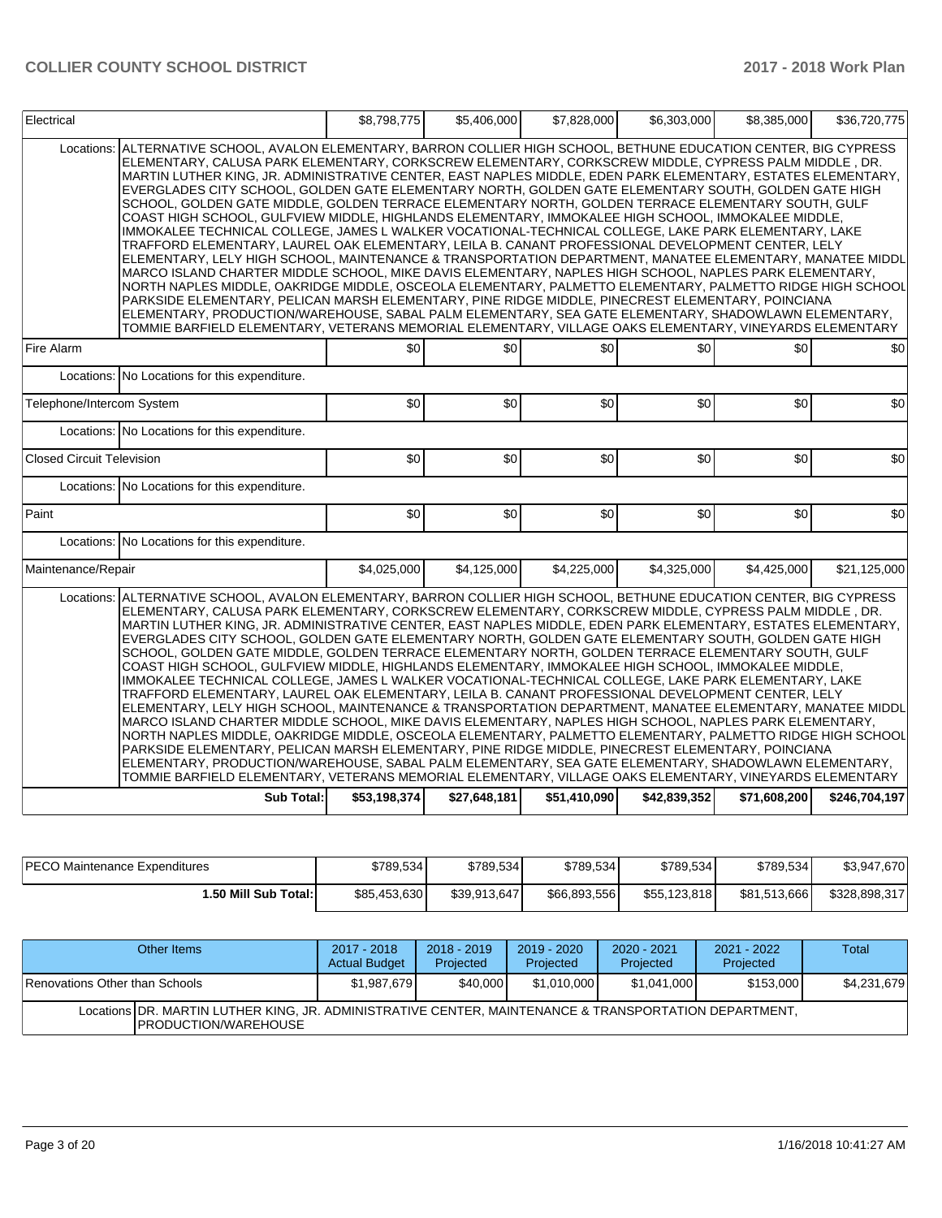| Electrical | | $8,798,775 | $5,406,000 | $7,828,000 | $6,303,000 | $8,385,000 | $36,720,775 |
|---|---|---|---|---|---|---|---|
| Locations: | ALTERNATIVE SCHOOL, AVALON ELEMENTARY, BARRON COLLIER HIGH SCHOOL, BETHUNE EDUCATION CENTER, BIG CYPRESS ELEMENTARY, CALUSA PARK ELEMENTARY, CORKSCREW ELEMENTARY, CORKSCREW MIDDLE, CYPRESS PALM MIDDLE , DR. MARTIN LUTHER KING, JR. ADMINISTRATIVE CENTER, EAST NAPLES MIDDLE, EDEN PARK ELEMENTARY, ESTATES ELEMENTARY, EVERGLADES CITY SCHOOL, GOLDEN GATE ELEMENTARY NORTH, GOLDEN GATE ELEMENTARY SOUTH, GOLDEN GATE HIGH SCHOOL, GOLDEN GATE MIDDLE, GOLDEN TERRACE ELEMENTARY NORTH, GOLDEN TERRACE ELEMENTARY SOUTH, GULF COAST HIGH SCHOOL, GULFVIEW MIDDLE, HIGHLANDS ELEMENTARY, IMMOKALEE HIGH SCHOOL, IMMOKALEE MIDDLE, IMMOKALEE TECHNICAL COLLEGE, JAMES L WALKER VOCATIONAL-TECHNICAL COLLEGE, LAKE PARK ELEMENTARY, LAKE TRAFFORD ELEMENTARY, LAUREL OAK ELEMENTARY, LEILA B. CANANT PROFESSIONAL DEVELOPMENT CENTER, LELY ELEMENTARY, LELY HIGH SCHOOL, MAINTENANCE & TRANSPORTATION DEPARTMENT, MANATEE ELEMENTARY, MANATEE MIDDL MARCO ISLAND CHARTER MIDDLE SCHOOL, MIKE DAVIS ELEMENTARY, NAPLES HIGH SCHOOL, NAPLES PARK ELEMENTARY, NORTH NAPLES MIDDLE, OAKRIDGE MIDDLE, OSCEOLA ELEMENTARY, PALMETTO ELEMENTARY, PALMETTO RIDGE HIGH SCHOOL PARKSIDE ELEMENTARY, PELICAN MARSH ELEMENTARY, PINE RIDGE MIDDLE, PINECREST ELEMENTARY, POINCIANA ELEMENTARY, PRODUCTION/WAREHOUSE, SABAL PALM ELEMENTARY, SEA GATE ELEMENTARY, SHADOWLAWN ELEMENTARY, TOMMIE BARFIELD ELEMENTARY, VETERANS MEMORIAL ELEMENTARY, VILLAGE OAKS ELEMENTARY, VINEYARDS ELEMENTARY | | | | | | |
| Fire Alarm | | $0 | $0 | $0 | $0 | $0 | $0 |
| Locations: | No Locations for this expenditure. | | | | | | |
| Telephone/Intercom System | | $0 | $0 | $0 | $0 | $0 | $0 |
| Locations: | No Locations for this expenditure. | | | | | | |
| Closed Circuit Television | | $0 | $0 | $0 | $0 | $0 | $0 |
| Locations: | No Locations for this expenditure. | | | | | | |
| Paint | | $0 | $0 | $0 | $0 | $0 | $0 |
| Locations: | No Locations for this expenditure. | | | | | | |
| Maintenance/Repair | | $4,025,000 | $4,125,000 | $4,225,000 | $4,325,000 | $4,425,000 | $21,125,000 |
| Locations: | ALTERNATIVE SCHOOL, AVALON ELEMENTARY, BARRON COLLIER HIGH SCHOOL, BETHUNE EDUCATION CENTER, BIG CYPRESS ELEMENTARY, CALUSA PARK ELEMENTARY, CORKSCREW ELEMENTARY, CORKSCREW MIDDLE, CYPRESS PALM MIDDLE , DR. MARTIN LUTHER KING, JR. ADMINISTRATIVE CENTER, EAST NAPLES MIDDLE, EDEN PARK ELEMENTARY, ESTATES ELEMENTARY, EVERGLADES CITY SCHOOL, GOLDEN GATE ELEMENTARY NORTH, GOLDEN GATE ELEMENTARY SOUTH, GOLDEN GATE HIGH SCHOOL, GOLDEN GATE MIDDLE, GOLDEN TERRACE ELEMENTARY NORTH, GOLDEN TERRACE ELEMENTARY SOUTH, GULF COAST HIGH SCHOOL, GULFVIEW MIDDLE, HIGHLANDS ELEMENTARY, IMMOKALEE HIGH SCHOOL, IMMOKALEE MIDDLE, IMMOKALEE TECHNICAL COLLEGE, JAMES L WALKER VOCATIONAL-TECHNICAL COLLEGE, LAKE PARK ELEMENTARY, LAKE TRAFFORD ELEMENTARY, LAUREL OAK ELEMENTARY, LEILA B. CANANT PROFESSIONAL DEVELOPMENT CENTER, LELY ELEMENTARY, LELY HIGH SCHOOL, MAINTENANCE & TRANSPORTATION DEPARTMENT, MANATEE ELEMENTARY, MANATEE MIDDL MARCO ISLAND CHARTER MIDDLE SCHOOL, MIKE DAVIS ELEMENTARY, NAPLES HIGH SCHOOL, NAPLES PARK ELEMENTARY, NORTH NAPLES MIDDLE, OAKRIDGE MIDDLE, OSCEOLA ELEMENTARY, PALMETTO ELEMENTARY, PALMETTO RIDGE HIGH SCHOOL PARKSIDE ELEMENTARY, PELICAN MARSH ELEMENTARY, PINE RIDGE MIDDLE, PINECREST ELEMENTARY, POINCIANA ELEMENTARY, PRODUCTION/WAREHOUSE, SABAL PALM ELEMENTARY, SEA GATE ELEMENTARY, SHADOWLAWN ELEMENTARY, TOMMIE BARFIELD ELEMENTARY, VETERANS MEMORIAL ELEMENTARY, VILLAGE OAKS ELEMENTARY, VINEYARDS ELEMENTARY | | | | | | |
| | **Sub Total:** | **$53,198,374** | **$27,648,181** | **$51,410,090** | **$42,839,352** | **$71,608,200** | **$246,704,197** |

| PECO Maintenance Expenditures | $789,534 | $789,534 | $789,534 | $789,534 | $789,534 | $3,947,670 |
|---|---|---|---|---|---|---|
| **1.50 Mill Sub Total:** | $85,453,630 | $39,913,647 | $66,893,556 | $55,123,818 | $81,513,666 | $328,898,317 |

| Other Items | | 2017 - 2018 Actual Budget | 2018 - 2019 Projected | 2019 - 2020 Projected | 2020 - 2021 Projected | 2021 - 2022 Projected | Total |
|---|---|---|---|---|---|---|---|
| Renovations Other than Schools | | $1,987,679 | $40,000 | $1,010,000 | $1,041,000 | $153,000 | $4,231,679 |
| Locations | DR. MARTIN LUTHER KING, JR. ADMINISTRATIVE CENTER, MAINTENANCE & TRANSPORTATION DEPARTMENT, PRODUCTION/WAREHOUSE | | | | | | |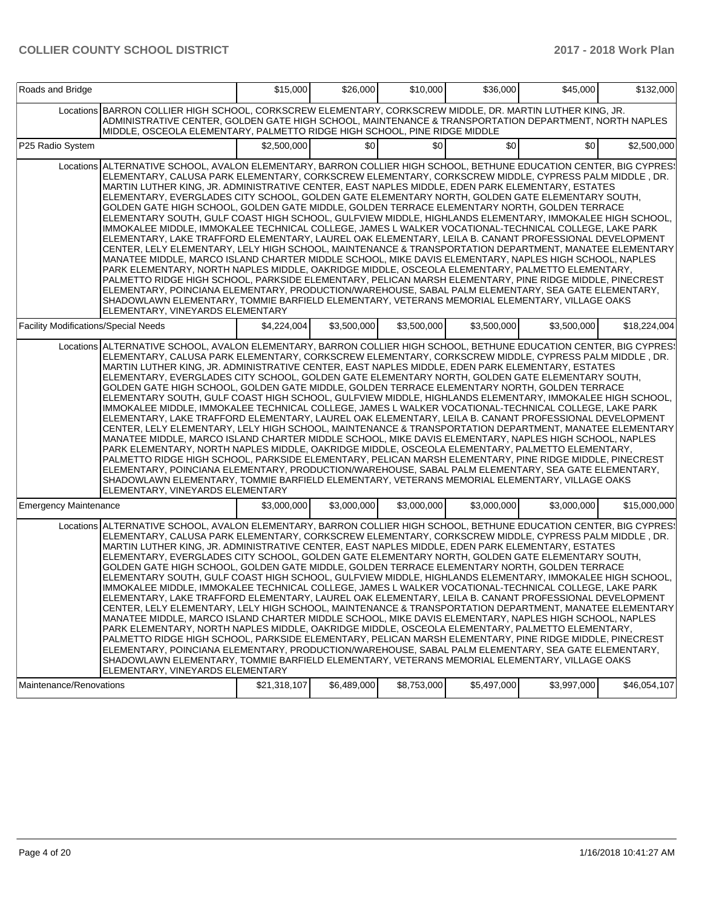| Roads and Bridge | | $15,000 | $26,000 | $10,000 | $36,000 | $45,000 | $132,000 |
|---|---|---|---|---|---|---|---|
| | Locations | BARRON COLLIER HIGH SCHOOL, CORKSCREW ELEMENTARY, CORKSCREW MIDDLE, DR. MARTIN LUTHER KING, JR. ADMINISTRATIVE CENTER, GOLDEN GATE HIGH SCHOOL, MAINTENANCE & TRANSPORTATION DEPARTMENT, NORTH NAPLES MIDDLE, OSCEOLA ELEMENTARY, PALMETTO RIDGE HIGH SCHOOL, PINE RIDGE MIDDLE | | | | | |
| P25 Radio System | | $2,500,000 | $0 | $0 | $0 | $0 | $2,500,000 |
| | Locations | ALTERNATIVE SCHOOL, AVALON ELEMENTARY, BARRON COLLIER HIGH SCHOOL, BETHUNE EDUCATION CENTER, BIG CYPRESS ELEMENTARY, CALUSA PARK ELEMENTARY, CORKSCREW ELEMENTARY, CORKSCREW MIDDLE, CYPRESS PALM MIDDLE , DR. MARTIN LUTHER KING, JR. ADMINISTRATIVE CENTER, EAST NAPLES MIDDLE, EDEN PARK ELEMENTARY, ESTATES ELEMENTARY, EVERGLADES CITY SCHOOL, GOLDEN GATE ELEMENTARY NORTH, GOLDEN GATE ELEMENTARY SOUTH, GOLDEN GATE HIGH SCHOOL, GOLDEN GATE MIDDLE, GOLDEN TERRACE ELEMENTARY NORTH, GOLDEN TERRACE ELEMENTARY SOUTH, GULF COAST HIGH SCHOOL, GULFVIEW MIDDLE, HIGHLANDS ELEMENTARY, IMMOKALEE HIGH SCHOOL, IMMOKALEE MIDDLE, IMMOKALEE TECHNICAL COLLEGE, JAMES L WALKER VOCATIONAL-TECHNICAL COLLEGE, LAKE PARK ELEMENTARY, LAKE TRAFFORD ELEMENTARY, LAUREL OAK ELEMENTARY, LEILA B. CANANT PROFESSIONAL DEVELOPMENT CENTER, LELY ELEMENTARY, LELY HIGH SCHOOL, MAINTENANCE & TRANSPORTATION DEPARTMENT, MANATEE ELEMENTARY, MANATEE MIDDLE, MARCO ISLAND CHARTER MIDDLE SCHOOL, MIKE DAVIS ELEMENTARY, NAPLES HIGH SCHOOL, NAPLES PARK ELEMENTARY, NORTH NAPLES MIDDLE, OAKRIDGE MIDDLE, OSCEOLA ELEMENTARY, PALMETTO ELEMENTARY, PALMETTO RIDGE HIGH SCHOOL, PARKSIDE ELEMENTARY, PELICAN MARSH ELEMENTARY, PINE RIDGE MIDDLE, PINECREST ELEMENTARY, POINCIANA ELEMENTARY, PRODUCTION/WAREHOUSE, SABAL PALM ELEMENTARY, SEA GATE ELEMENTARY, SHADOWLAWN ELEMENTARY, TOMMIE BARFIELD ELEMENTARY, VETERANS MEMORIAL ELEMENTARY, VILLAGE OAKS ELEMENTARY, VINEYARDS ELEMENTARY | | | | | |
| Facility Modifications/Special Needs | | $4,224,004 | $3,500,000 | $3,500,000 | $3,500,000 | $3,500,000 | $18,224,004 |
| | Locations | ALTERNATIVE SCHOOL, AVALON ELEMENTARY, BARRON COLLIER HIGH SCHOOL, BETHUNE EDUCATION CENTER, BIG CYPRESS ELEMENTARY, CALUSA PARK ELEMENTARY, CORKSCREW ELEMENTARY, CORKSCREW MIDDLE, CYPRESS PALM MIDDLE , DR. MARTIN LUTHER KING, JR. ADMINISTRATIVE CENTER, EAST NAPLES MIDDLE, EDEN PARK ELEMENTARY, ESTATES ELEMENTARY, EVERGLADES CITY SCHOOL, GOLDEN GATE ELEMENTARY NORTH, GOLDEN GATE ELEMENTARY SOUTH, GOLDEN GATE HIGH SCHOOL, GOLDEN GATE MIDDLE, GOLDEN TERRACE ELEMENTARY NORTH, GOLDEN TERRACE ELEMENTARY SOUTH, GULF COAST HIGH SCHOOL, GULFVIEW MIDDLE, HIGHLANDS ELEMENTARY, IMMOKALEE HIGH SCHOOL, IMMOKALEE MIDDLE, IMMOKALEE TECHNICAL COLLEGE, JAMES L WALKER VOCATIONAL-TECHNICAL COLLEGE, LAKE PARK ELEMENTARY, LAKE TRAFFORD ELEMENTARY, LAUREL OAK ELEMENTARY, LEILA B. CANANT PROFESSIONAL DEVELOPMENT CENTER, LELY ELEMENTARY, LELY HIGH SCHOOL, MAINTENANCE & TRANSPORTATION DEPARTMENT, MANATEE ELEMENTARY, MANATEE MIDDLE, MARCO ISLAND CHARTER MIDDLE SCHOOL, MIKE DAVIS ELEMENTARY, NAPLES HIGH SCHOOL, NAPLES PARK ELEMENTARY, NORTH NAPLES MIDDLE, OAKRIDGE MIDDLE, OSCEOLA ELEMENTARY, PALMETTO ELEMENTARY, PALMETTO RIDGE HIGH SCHOOL, PARKSIDE ELEMENTARY, PELICAN MARSH ELEMENTARY, PINE RIDGE MIDDLE, PINECREST ELEMENTARY, POINCIANA ELEMENTARY, PRODUCTION/WAREHOUSE, SABAL PALM ELEMENTARY, SEA GATE ELEMENTARY, SHADOWLAWN ELEMENTARY, TOMMIE BARFIELD ELEMENTARY, VETERANS MEMORIAL ELEMENTARY, VILLAGE OAKS ELEMENTARY, VINEYARDS ELEMENTARY | | | | | |
| Emergency Maintenance | | $3,000,000 | $3,000,000 | $3,000,000 | $3,000,000 | $3,000,000 | $15,000,000 |
| | Locations | ALTERNATIVE SCHOOL, AVALON ELEMENTARY, BARRON COLLIER HIGH SCHOOL, BETHUNE EDUCATION CENTER, BIG CYPRESS ELEMENTARY, CALUSA PARK ELEMENTARY, CORKSCREW ELEMENTARY, CORKSCREW MIDDLE, CYPRESS PALM MIDDLE , DR. MARTIN LUTHER KING, JR. ADMINISTRATIVE CENTER, EAST NAPLES MIDDLE, EDEN PARK ELEMENTARY, ESTATES ELEMENTARY, EVERGLADES CITY SCHOOL, GOLDEN GATE ELEMENTARY NORTH, GOLDEN GATE ELEMENTARY SOUTH, GOLDEN GATE HIGH SCHOOL, GOLDEN GATE MIDDLE, GOLDEN TERRACE ELEMENTARY NORTH, GOLDEN TERRACE ELEMENTARY SOUTH, GULF COAST HIGH SCHOOL, GULFVIEW MIDDLE, HIGHLANDS ELEMENTARY, IMMOKALEE HIGH SCHOOL, IMMOKALEE MIDDLE, IMMOKALEE TECHNICAL COLLEGE, JAMES L WALKER VOCATIONAL-TECHNICAL COLLEGE, LAKE PARK ELEMENTARY, LAKE TRAFFORD ELEMENTARY, LAUREL OAK ELEMENTARY, LEILA B. CANANT PROFESSIONAL DEVELOPMENT CENTER, LELY ELEMENTARY, LELY HIGH SCHOOL, MAINTENANCE & TRANSPORTATION DEPARTMENT, MANATEE ELEMENTARY, MANATEE MIDDLE, MARCO ISLAND CHARTER MIDDLE SCHOOL, MIKE DAVIS ELEMENTARY, NAPLES HIGH SCHOOL, NAPLES PARK ELEMENTARY, NORTH NAPLES MIDDLE, OAKRIDGE MIDDLE, OSCEOLA ELEMENTARY, PALMETTO ELEMENTARY, PALMETTO RIDGE HIGH SCHOOL, PARKSIDE ELEMENTARY, PELICAN MARSH ELEMENTARY, PINE RIDGE MIDDLE, PINECREST ELEMENTARY, POINCIANA ELEMENTARY, PRODUCTION/WAREHOUSE, SABAL PALM ELEMENTARY, SEA GATE ELEMENTARY, SHADOWLAWN ELEMENTARY, TOMMIE BARFIELD ELEMENTARY, VETERANS MEMORIAL ELEMENTARY, VILLAGE OAKS ELEMENTARY, VINEYARDS ELEMENTARY | | | | | |
| Maintenance/Renovations | | $21,318,107 | $6,489,000 | $8,753,000 | $5,497,000 | $3,997,000 | $46,054,107 |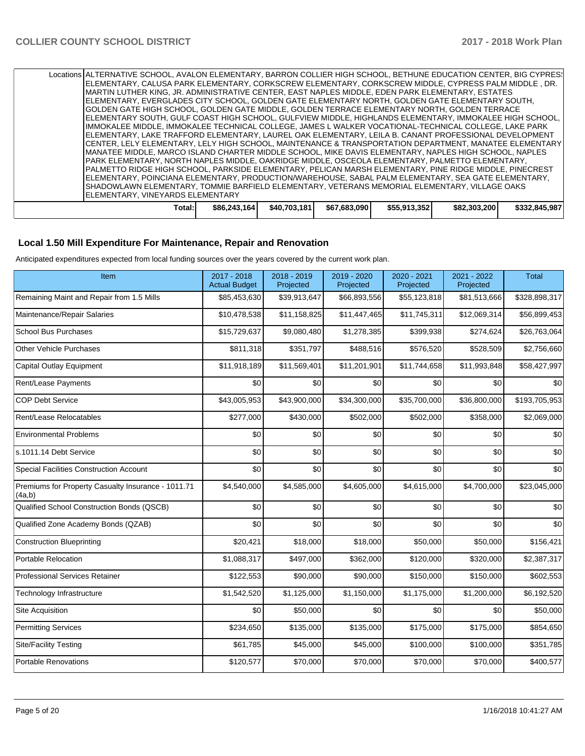| | Locations | ALTERNATIVE SCHOOL, AVALON ELEMENTARY, BARRON COLLIER HIGH SCHOOL, BETHUNE EDUCATION CENTER, BIG CYPRESS ELEMENTARY, CALUSA PARK ELEMENTARY, CORKSCREW ELEMENTARY, CORKSCREW MIDDLE, CYPRESS PALM MIDDLE , DR. MARTIN LUTHER KING, JR. ADMINISTRATIVE CENTER, EAST NAPLES MIDDLE, EDEN PARK ELEMENTARY, ESTATES ELEMENTARY, EVERGLADES CITY SCHOOL, GOLDEN GATE ELEMENTARY NORTH, GOLDEN GATE ELEMENTARY SOUTH, GOLDEN GATE HIGH SCHOOL, GOLDEN GATE MIDDLE, GOLDEN TERRACE ELEMENTARY NORTH, GOLDEN TERRACE ELEMENTARY SOUTH, GULF COAST HIGH SCHOOL, GULFVIEW MIDDLE, HIGHLANDS ELEMENTARY, IMMOKALEE HIGH SCHOOL, IMMOKALEE MIDDLE, IMMOKALEE TECHNICAL COLLEGE, JAMES L WALKER VOCATIONAL-TECHNICAL COLLEGE, LAKE PARK ELEMENTARY, LAKE TRAFFORD ELEMENTARY, LAUREL OAK ELEMENTARY, LEILA B. CANANT PROFESSIONAL DEVELOPMENT CENTER, LELY ELEMENTARY, LELY HIGH SCHOOL, MAINTENANCE & TRANSPORTATION DEPARTMENT, MANATEE ELEMENTARY, MANATEE MIDDLE, MARCO ISLAND CHARTER MIDDLE SCHOOL, MIKE DAVIS ELEMENTARY, NAPLES HIGH SCHOOL, NAPLES PARK ELEMENTARY, NORTH NAPLES MIDDLE, OAKRIDGE MIDDLE, OSCEOLA ELEMENTARY, PALMETTO ELEMENTARY, PALMETTO RIDGE HIGH SCHOOL, PARKSIDE ELEMENTARY, PELICAN MARSH ELEMENTARY, PINE RIDGE MIDDLE, PINECREST ELEMENTARY, POINCIANA ELEMENTARY, PRODUCTION/WAREHOUSE, SABAL PALM ELEMENTARY, SEA GATE ELEMENTARY, SHADOWLAWN ELEMENTARY, TOMMIE BARFIELD ELEMENTARY, VETERANS MEMORIAL ELEMENTARY, VILLAGE OAKS ELEMENTARY, VINEYARDS ELEMENTARY | | | | | |
|---|---|---|---|---|---|---|---|
| | Total: | $86,243,164 | $40,703,181 | $67,683,090 | $55,913,352 | $82,303,200 | $332,845,987 |

## Local 1.50 Mill Expenditure For Maintenance, Repair and Renovation

Anticipated expenditures expected from local funding sources over the years covered by the current work plan.

| Item | 2017 - 2018 Actual Budget | 2018 - 2019 Projected | 2019 - 2020 Projected | 2020 - 2021 Projected | 2021 - 2022 Projected | Total |
|---|---|---|---|---|---|---|
| Remaining Maint and Repair from 1.5 Mills | $85,453,630 | $39,913,647 | $66,893,556 | $55,123,818 | $81,513,666 | $328,898,317 |
| Maintenance/Repair Salaries | $10,478,538 | $11,158,825 | $11,447,465 | $11,745,311 | $12,069,314 | $56,899,453 |
| School Bus Purchases | $15,729,637 | $9,080,480 | $1,278,385 | $399,938 | $274,624 | $26,763,064 |
| Other Vehicle Purchases | $811,318 | $351,797 | $488,516 | $576,520 | $528,509 | $2,756,660 |
| Capital Outlay Equipment | $11,918,189 | $11,569,401 | $11,201,901 | $11,744,658 | $11,993,848 | $58,427,997 |
| Rent/Lease Payments | $0 | $0 | $0 | $0 | $0 | $0 |
| COP Debt Service | $43,005,953 | $43,900,000 | $34,300,000 | $35,700,000 | $36,800,000 | $193,705,953 |
| Rent/Lease Relocatables | $277,000 | $430,000 | $502,000 | $502,000 | $358,000 | $2,069,000 |
| Environmental Problems | $0 | $0 | $0 | $0 | $0 | $0 |
| s.1011.14 Debt Service | $0 | $0 | $0 | $0 | $0 | $0 |
| Special Facilities Construction Account | $0 | $0 | $0 | $0 | $0 | $0 |
| Premiums for Property Casualty Insurance - 1011.71 (4a,b) | $4,540,000 | $4,585,000 | $4,605,000 | $4,615,000 | $4,700,000 | $23,045,000 |
| Qualified School Construction Bonds (QSCB) | $0 | $0 | $0 | $0 | $0 | $0 |
| Qualified Zone Academy Bonds (QZAB) | $0 | $0 | $0 | $0 | $0 | $0 |
| Construction Blueprinting | $20,421 | $18,000 | $18,000 | $50,000 | $50,000 | $156,421 |
| Portable Relocation | $1,088,317 | $497,000 | $362,000 | $120,000 | $320,000 | $2,387,317 |
| Professional Services Retainer | $122,553 | $90,000 | $90,000 | $150,000 | $150,000 | $602,553 |
| Technology Infrastructure | $1,542,520 | $1,125,000 | $1,150,000 | $1,175,000 | $1,200,000 | $6,192,520 |
| Site Acquisition | $0 | $50,000 | $0 | $0 | $0 | $50,000 |
| Permitting Services | $234,650 | $135,000 | $135,000 | $175,000 | $175,000 | $854,650 |
| Site/Facility Testing | $61,785 | $45,000 | $45,000 | $100,000 | $100,000 | $351,785 |
| Portable Renovations | $120,577 | $70,000 | $70,000 | $70,000 | $70,000 | $400,577 |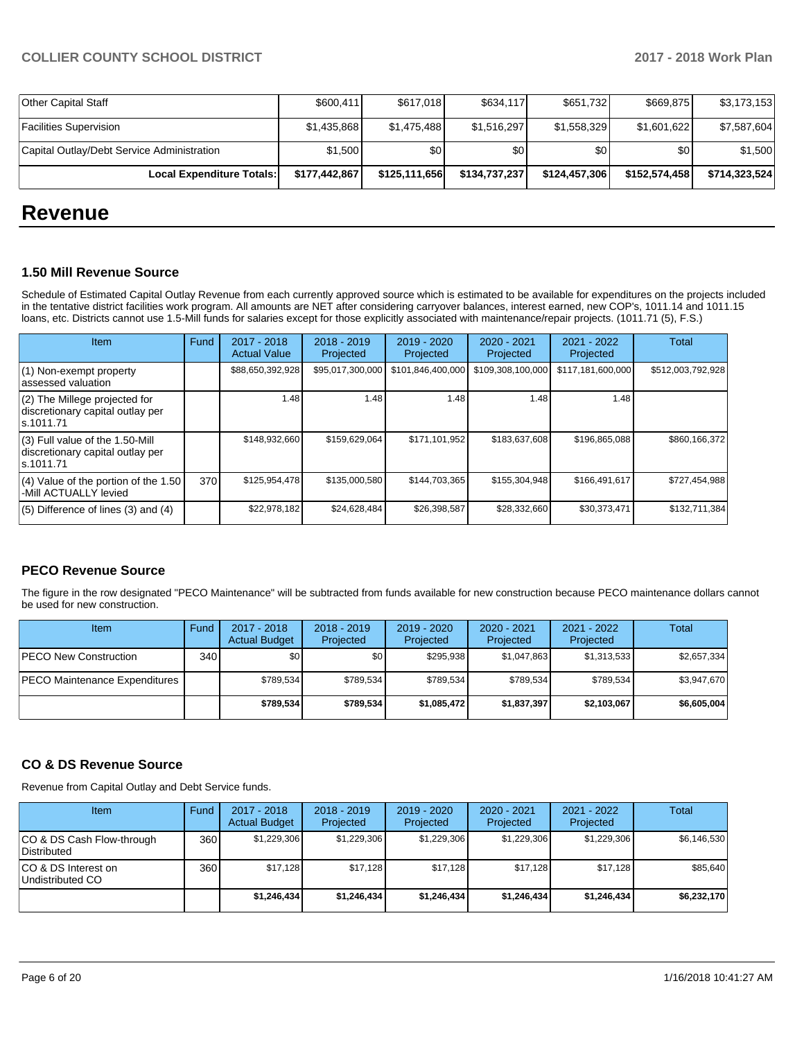| Other Capital Staff | $600,411 | $617,018 | $634,117 | $651,732 | $669,875 | $3,173,153 |
|---|---|---|---|---|---|---|
| Facilities Supervision | $1,435,868 | $1,475,488 | $1,516,297 | $1,558,329 | $1,601,622 | $7,587,604 |
| Capital Outlay/Debt Service Administration | $1,500 | $0 | $0 | $0 | $0 | $1,500 |
| **Local Expenditure Totals:** | **$177,442,867** | **$125,111,656** | **$134,737,237** | **$124,457,306** | **$152,574,458** | **$714,323,524** |

# Revenue

### 1.50 Mill Revenue Source

Schedule of Estimated Capital Outlay Revenue from each currently approved source which is estimated to be available for expenditures on the projects included in the tentative district facilities work program. All amounts are NET after considering carryover balances, interest earned, new COP's, 1011.14 and 1011.15 loans, etc. Districts cannot use 1.5-Mill funds for salaries except for those explicitly associated with maintenance/repair projects. (1011.71 (5), F.S.)

| Item | Fund | 2017 - 2018 Actual Value | 2018 - 2019 Projected | 2019 - 2020 Projected | 2020 - 2021 Projected | 2021 - 2022 Projected | Total |
|---|---|---|---|---|---|---|---|
| (1) Non-exempt property assessed valuation | | $88,650,392,928 | $95,017,300,000 | $101,846,400,000 | $109,308,100,000 | $117,181,600,000 | $512,003,792,928 |
| (2) The Millege projected for discretionary capital outlay per s.1011.71 | | 1.48 | 1.48 | 1.48 | 1.48 | 1.48 | |
| (3) Full value of the 1.50-Mill discretionary capital outlay per s.1011.71 | | $148,932,660 | $159,629,064 | $171,101,952 | $183,637,608 | $196,865,088 | $860,166,372 |
| (4) Value of the portion of the 1.50 -Mill ACTUALLY levied | 370 | $125,954,478 | $135,000,580 | $144,703,365 | $155,304,948 | $166,491,617 | $727,454,988 |
| (5) Difference of lines (3) and (4) | | $22,978,182 | $24,628,484 | $26,398,587 | $28,332,660 | $30,373,471 | $132,711,384 |

### PECO Revenue Source

The figure in the row designated "PECO Maintenance" will be subtracted from funds available for new construction because PECO maintenance dollars cannot be used for new construction.

| Item | Fund | 2017 - 2018 Actual Budget | 2018 - 2019 Projected | 2019 - 2020 Projected | 2020 - 2021 Projected | 2021 - 2022 Projected | Total |
|---|---|---|---|---|---|---|---|
| PECO New Construction | 340 | $0 | $0 | $295,938 | $1,047,863 | $1,313,533 | $2,657,334 |
| PECO Maintenance Expenditures | | $789,534 | $789,534 | $789,534 | $789,534 | $789,534 | $3,947,670 |
| | | **$789,534** | **$789,534** | **$1,085,472** | **$1,837,397** | **$2,103,067** | **$6,605,004** |

### CO & DS Revenue Source

Revenue from Capital Outlay and Debt Service funds.

| Item | Fund | 2017 - 2018 Actual Budget | 2018 - 2019 Projected | 2019 - 2020 Projected | 2020 - 2021 Projected | 2021 - 2022 Projected | Total |
|---|---|---|---|---|---|---|---|
| CO & DS Cash Flow-through Distributed | 360 | $1,229,306 | $1,229,306 | $1,229,306 | $1,229,306 | $1,229,306 | $6,146,530 |
| CO & DS Interest on Undistributed CO | 360 | $17,128 | $17,128 | $17,128 | $17,128 | $17,128 | $85,640 |
| | | **$1,246,434** | **$1,246,434** | **$1,246,434** | **$1,246,434** | **$1,246,434** | **$6,232,170** |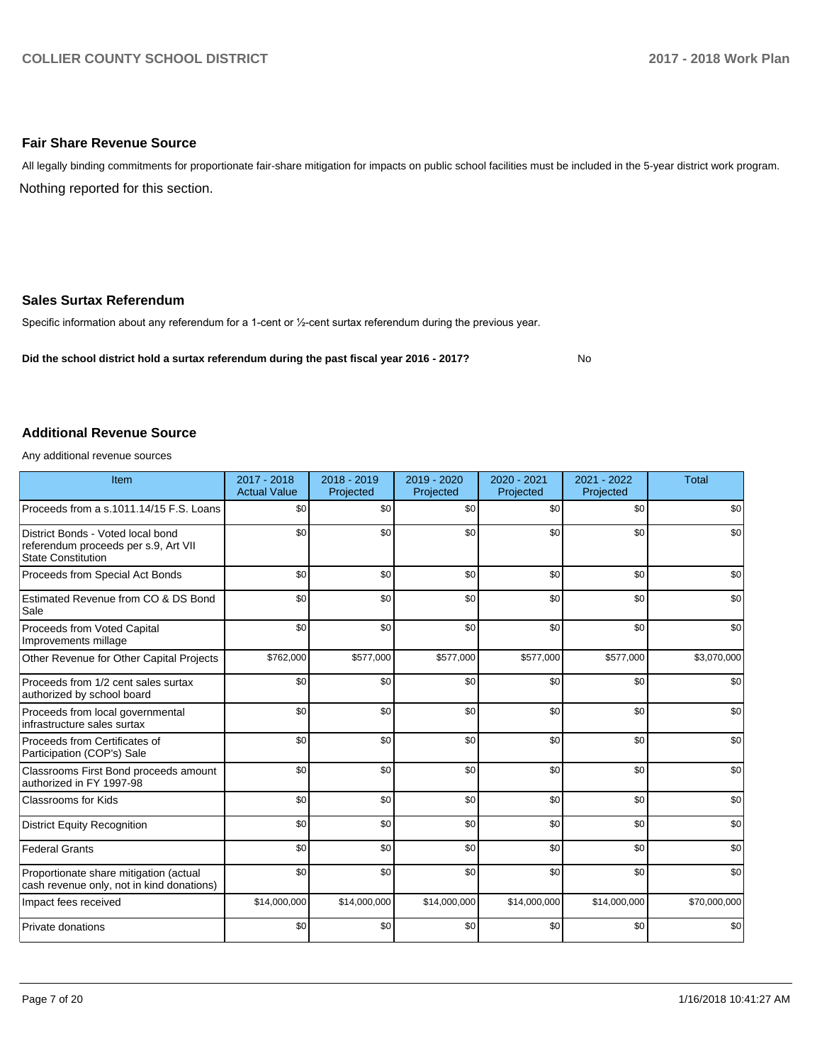### Fair Share Revenue Source

All legally binding commitments for proportionate fair-share mitigation for impacts on public school facilities must be included in the 5-year district work program.

Nothing reported for this section.

### Sales Surtax Referendum

Specific information about any referendum for a 1-cent or ½-cent surtax referendum during the previous year.

**Did the school district hold a surtax referendum during the past fiscal year 2016 - 2017?** No

### Additional Revenue Source

Any additional revenue sources

| Item | 2017 - 2018 Actual Value | 2018 - 2019 Projected | 2019 - 2020 Projected | 2020 - 2021 Projected | 2021 - 2022 Projected | Total |
|---|---|---|---|---|---|---|
| Proceeds from a s.1011.14/15 F.S. Loans | $0 | $0 | $0 | $0 | $0 | $0 |
| District Bonds - Voted local bond referendum proceeds per s.9, Art VII State Constitution | $0 | $0 | $0 | $0 | $0 | $0 |
| Proceeds from Special Act Bonds | $0 | $0 | $0 | $0 | $0 | $0 |
| Estimated Revenue from CO & DS Bond Sale | $0 | $0 | $0 | $0 | $0 | $0 |
| Proceeds from Voted Capital Improvements millage | $0 | $0 | $0 | $0 | $0 | $0 |
| Other Revenue for Other Capital Projects | $762,000 | $577,000 | $577,000 | $577,000 | $577,000 | $3,070,000 |
| Proceeds from 1/2 cent sales surtax authorized by school board | $0 | $0 | $0 | $0 | $0 | $0 |
| Proceeds from local governmental infrastructure sales surtax | $0 | $0 | $0 | $0 | $0 | $0 |
| Proceeds from Certificates of Participation (COP's) Sale | $0 | $0 | $0 | $0 | $0 | $0 |
| Classrooms First Bond proceeds amount authorized in FY 1997-98 | $0 | $0 | $0 | $0 | $0 | $0 |
| Classrooms for Kids | $0 | $0 | $0 | $0 | $0 | $0 |
| District Equity Recognition | $0 | $0 | $0 | $0 | $0 | $0 |
| Federal Grants | $0 | $0 | $0 | $0 | $0 | $0 |
| Proportionate share mitigation (actual cash revenue only, not in kind donations) | $0 | $0 | $0 | $0 | $0 | $0 |
| Impact fees received | $14,000,000 | $14,000,000 | $14,000,000 | $14,000,000 | $14,000,000 | $70,000,000 |
| Private donations | $0 | $0 | $0 | $0 | $0 | $0 |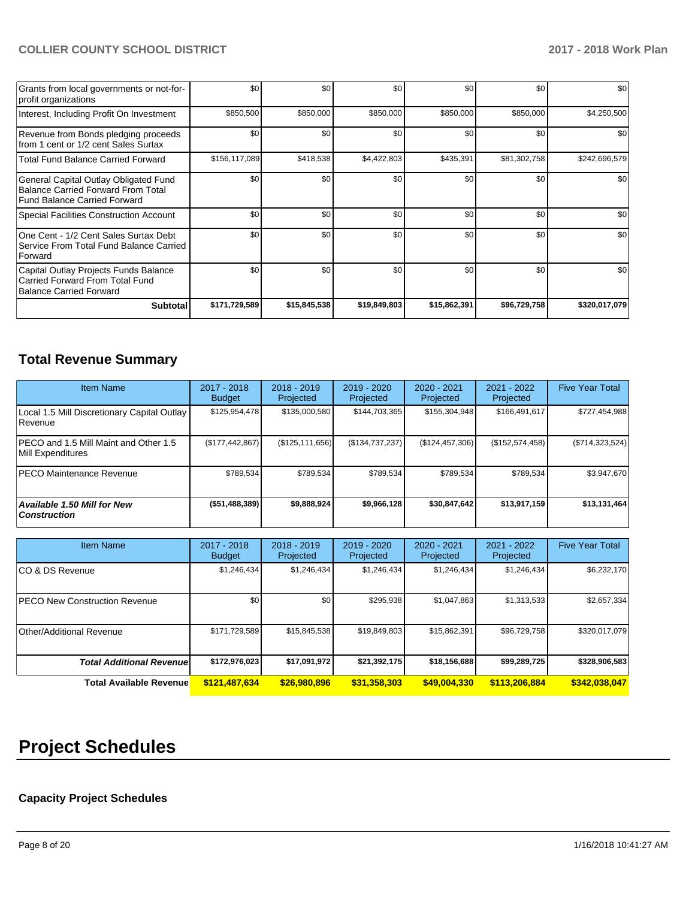| | | | | | | |
|---|---|---|---|---|---|---|
| Grants from local governments or not-for-profit organizations | $0 | $0 | $0 | $0 | $0 | $0 |
| Interest, Including Profit On Investment | $850,500 | $850,000 | $850,000 | $850,000 | $850,000 | $4,250,500 |
| Revenue from Bonds pledging proceeds from 1 cent or 1/2 cent Sales Surtax | $0 | $0 | $0 | $0 | $0 | $0 |
| Total Fund Balance Carried Forward | $156,117,089 | $418,538 | $4,422,803 | $435,391 | $81,302,758 | $242,696,579 |
| General Capital Outlay Obligated Fund Balance Carried Forward From Total Fund Balance Carried Forward | $0 | $0 | $0 | $0 | $0 | $0 |
| Special Facilities Construction Account | $0 | $0 | $0 | $0 | $0 | $0 |
| One Cent - 1/2 Cent Sales Surtax Debt Service From Total Fund Balance Carried Forward | $0 | $0 | $0 | $0 | $0 | $0 |
| Capital Outlay Projects Funds Balance Carried Forward From Total Fund Balance Carried Forward | $0 | $0 | $0 | $0 | $0 | $0 |
| **Subtotal** | **$171,729,589** | **$15,845,538** | **$19,849,803** | **$15,862,391** | **$96,729,758** | **$320,017,079** |

## Total Revenue Summary

| Item Name | 2017 - 2018 Budget | 2018 - 2019 Projected | 2019 - 2020 Projected | 2020 - 2021 Projected | 2021 - 2022 Projected | Five Year Total |
|---|---|---|---|---|---|---|
| Local 1.5 Mill Discretionary Capital Outlay Revenue | $125,954,478 | $135,000,580 | $144,703,365 | $155,304,948 | $166,491,617 | $727,454,988 |
| PECO and 1.5 Mill Maint and Other 1.5 Mill Expenditures | ($177,442,867) | ($125,111,656) | ($134,737,237) | ($124,457,306) | ($152,574,458) | ($714,323,524) |
| PECO Maintenance Revenue | $789,534 | $789,534 | $789,534 | $789,534 | $789,534 | $3,947,670 |
| ***Available 1.50 Mill for New Construction*** | **($51,488,389)** | **$9,888,924** | **$9,966,128** | **$30,847,642** | **$13,917,159** | **$13,131,464** |

| Item Name | 2017 - 2018 Budget | 2018 - 2019 Projected | 2019 - 2020 Projected | 2020 - 2021 Projected | 2021 - 2022 Projected | Five Year Total |
|---|---|---|---|---|---|---|
| CO & DS Revenue | $1,246,434 | $1,246,434 | $1,246,434 | $1,246,434 | $1,246,434 | $6,232,170 |
| PECO New Construction Revenue | $0 | $0 | $295,938 | $1,047,863 | $1,313,533 | $2,657,334 |
| Other/Additional Revenue | $171,729,589 | $15,845,538 | $19,849,803 | $15,862,391 | $96,729,758 | $320,017,079 |
| ***Total Additional Revenue*** | **$172,976,023** | **$17,091,972** | **$21,392,175** | **$18,156,688** | **$99,289,725** | **$328,906,583** |
| **Total Available Revenue** | **$121,487,634** | **$26,980,896** | **$31,358,303** | **$49,004,330** | **$113,206,884** | **$342,038,047** |

# Project Schedules

### Capacity Project Schedules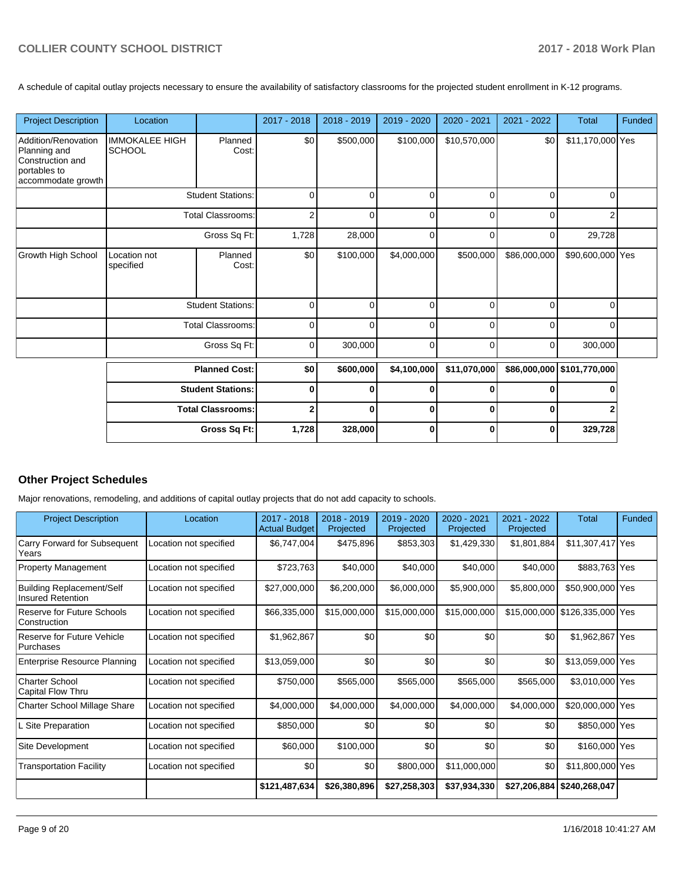A schedule of capital outlay projects necessary to ensure the availability of satisfactory classrooms for the projected student enrollment in K-12 programs.

| Project Description | Location | | 2017 - 2018 | 2018 - 2019 | 2019 - 2020 | 2020 - 2021 | 2021 - 2022 | Total | Funded |
|---|---|---|---|---|---|---|---|---|---|
| Addition/Renovation Planning and Construction and portables to accommodate growth | IMMOKALEE HIGH SCHOOL | Planned Cost: | $0 | $500,000 | $100,000 | $10,570,000 | $0 | $11,170,000 | Yes |
| | | Student Stations: | 0 | 0 | 0 | 0 | 0 | 0 | |
| | | Total Classrooms: | 2 | 0 | 0 | 0 | 0 | 2 | |
| | | Gross Sq Ft: | 1,728 | 28,000 | 0 | 0 | 0 | 29,728 | |
| Growth High School | Location not specified | Planned Cost: | $0 | $100,000 | $4,000,000 | $500,000 | $86,000,000 | $90,600,000 | Yes |
| | | Student Stations: | 0 | 0 | 0 | 0 | 0 | 0 | |
| | | Total Classrooms: | 0 | 0 | 0 | 0 | 0 | 0 | |
| | | Gross Sq Ft: | 0 | 300,000 | 0 | 0 | 0 | 300,000 | |
| | | **Planned Cost:** | **$0** | **$600,000** | **$4,100,000** | **$11,070,000** | **$86,000,000** | **$101,770,000** | |
| | | **Student Stations:** | **0** | **0** | **0** | **0** | **0** | **0** | |
| | | **Total Classrooms:** | **2** | **0** | **0** | **0** | **0** | **2** | |
| | | **Gross Sq Ft:** | **1,728** | **328,000** | **0** | **0** | **0** | **329,728** | |

## Other Project Schedules

Major renovations, remodeling, and additions of capital outlay projects that do not add capacity to schools.

| Project Description | Location | 2017 - 2018 Actual Budget | 2018 - 2019 Projected | 2019 - 2020 Projected | 2020 - 2021 Projected | 2021 - 2022 Projected | Total | Funded |
|---|---|---|---|---|---|---|---|---|
| Carry Forward for Subsequent Years | Location not specified | $6,747,004 | $475,896 | $853,303 | $1,429,330 | $1,801,884 | $11,307,417 | Yes |
| Property Management | Location not specified | $723,763 | $40,000 | $40,000 | $40,000 | $40,000 | $883,763 | Yes |
| Building Replacement/Self Insured Retention | Location not specified | $27,000,000 | $6,200,000 | $6,000,000 | $5,900,000 | $5,800,000 | $50,900,000 | Yes |
| Reserve for Future Schools Construction | Location not specified | $66,335,000 | $15,000,000 | $15,000,000 | $15,000,000 | $15,000,000 | $126,335,000 | Yes |
| Reserve for Future Vehicle Purchases | Location not specified | $1,962,867 | $0 | $0 | $0 | $0 | $1,962,867 | Yes |
| Enterprise Resource Planning | Location not specified | $13,059,000 | $0 | $0 | $0 | $0 | $13,059,000 | Yes |
| Charter School Capital Flow Thru | Location not specified | $750,000 | $565,000 | $565,000 | $565,000 | $565,000 | $3,010,000 | Yes |
| Charter School Millage Share | Location not specified | $4,000,000 | $4,000,000 | $4,000,000 | $4,000,000 | $4,000,000 | $20,000,000 | Yes |
| L Site Preparation | Location not specified | $850,000 | $0 | $0 | $0 | $0 | $850,000 | Yes |
| Site Development | Location not specified | $60,000 | $100,000 | $0 | $0 | $0 | $160,000 | Yes |
| Transportation Facility | Location not specified | $0 | $0 | $800,000 | $11,000,000 | $0 | $11,800,000 | Yes |
| | | **$121,487,634** | **$26,380,896** | **$27,258,303** | **$37,934,330** | **$27,206,884** | **$240,268,047** | |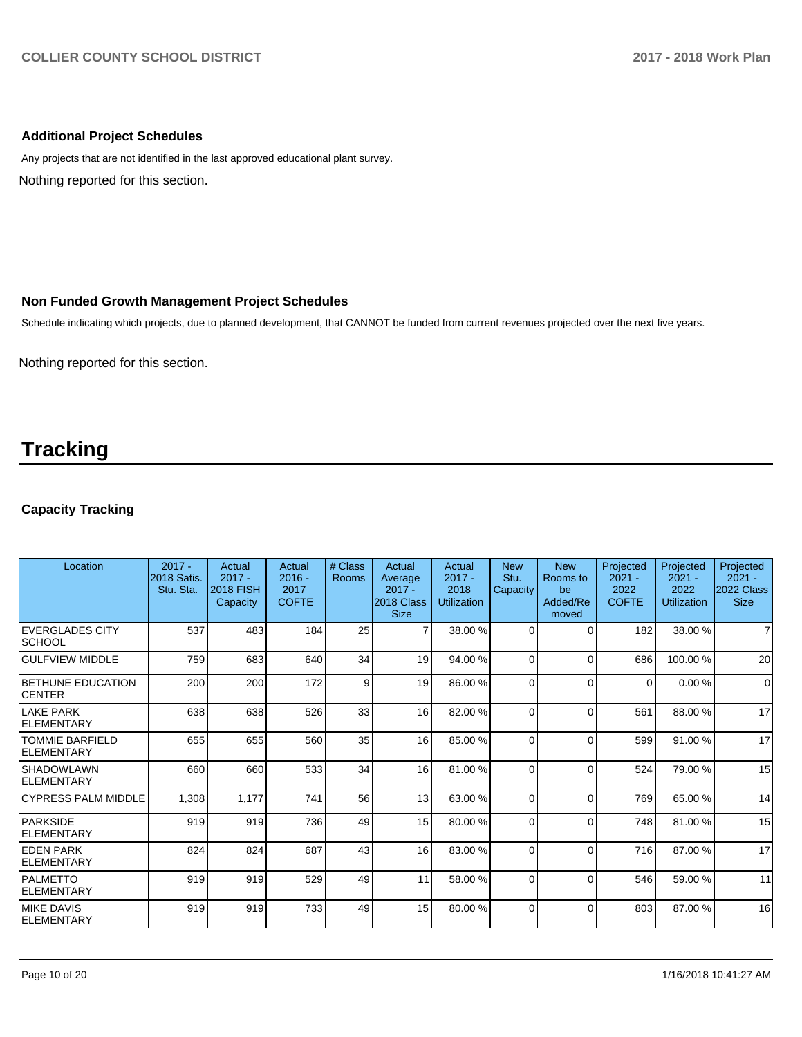### Additional Project Schedules

Any projects that are not identified in the last approved educational plant survey.

Nothing reported for this section.

### Non Funded Growth Management Project Schedules

Schedule indicating which projects, due to planned development, that CANNOT be funded from current revenues projected over the next five years.

Nothing reported for this section.

# Tracking

### Capacity Tracking

| Location | 2017 - 2018 Satis. Stu. Sta. | Actual 2017 - 2018 FISH Capacity | Actual 2016 - 2017 COFTE | # Class Rooms | Actual Average 2017 - 2018 Class Size | Actual 2017 - 2018 Utilization | New Stu. Capacity | New Rooms to be Added/Removed | Projected 2021 - 2022 COFTE | Projected 2021 - 2022 Utilization | Projected 2021 - 2022 Class Size |
|---|---|---|---|---|---|---|---|---|---|---|---|
| EVERGLADES CITY SCHOOL | 537 | 483 | 184 | 25 | 7 | 38.00 % | 0 | 0 | 182 | 38.00 % | 7 |
| GULFVIEW MIDDLE | 759 | 683 | 640 | 34 | 19 | 94.00 % | 0 | 0 | 686 | 100.00 % | 20 |
| BETHUNE EDUCATION CENTER | 200 | 200 | 172 | 9 | 19 | 86.00 % | 0 | 0 | 0 | 0.00 % | 0 |
| LAKE PARK ELEMENTARY | 638 | 638 | 526 | 33 | 16 | 82.00 % | 0 | 0 | 561 | 88.00 % | 17 |
| TOMMIE BARFIELD ELEMENTARY | 655 | 655 | 560 | 35 | 16 | 85.00 % | 0 | 0 | 599 | 91.00 % | 17 |
| SHADOWLAWN ELEMENTARY | 660 | 660 | 533 | 34 | 16 | 81.00 % | 0 | 0 | 524 | 79.00 % | 15 |
| CYPRESS PALM MIDDLE | 1,308 | 1,177 | 741 | 56 | 13 | 63.00 % | 0 | 0 | 769 | 65.00 % | 14 |
| PARKSIDE ELEMENTARY | 919 | 919 | 736 | 49 | 15 | 80.00 % | 0 | 0 | 748 | 81.00 % | 15 |
| EDEN PARK ELEMENTARY | 824 | 824 | 687 | 43 | 16 | 83.00 % | 0 | 0 | 716 | 87.00 % | 17 |
| PALMETTO ELEMENTARY | 919 | 919 | 529 | 49 | 11 | 58.00 % | 0 | 0 | 546 | 59.00 % | 11 |
| MIKE DAVIS ELEMENTARY | 919 | 919 | 733 | 49 | 15 | 80.00 % | 0 | 0 | 803 | 87.00 % | 16 |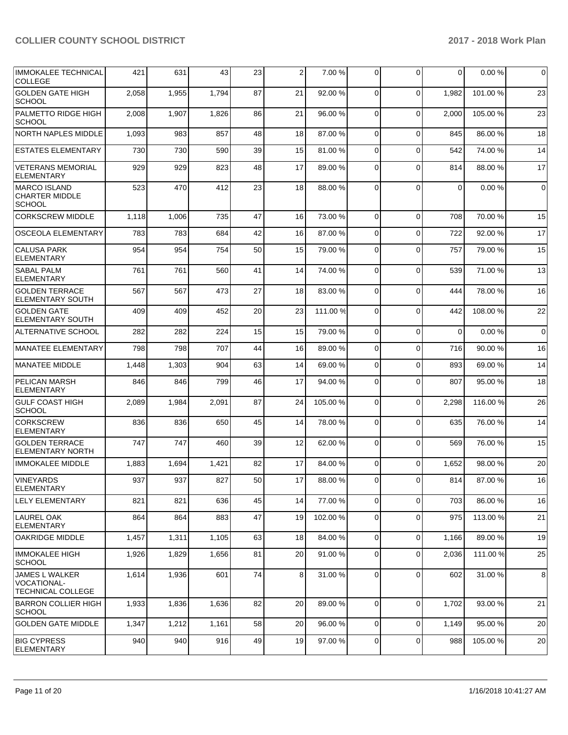| | | | | | | | | | | |
|---|---|---|---|---|---|---|---|---|---|---|
| IMMOKALEE TECHNICAL COLLEGE | 421 | 631 | 43 | 23 | 2 | 7.00 % | 0 | 0 | 0 | 0.00 % | 0 |
| GOLDEN GATE HIGH SCHOOL | 2,058 | 1,955 | 1,794 | 87 | 21 | 92.00 % | 0 | 0 | 1,982 | 101.00 % | 23 |
| PALMETTO RIDGE HIGH SCHOOL | 2,008 | 1,907 | 1,826 | 86 | 21 | 96.00 % | 0 | 0 | 2,000 | 105.00 % | 23 |
| NORTH NAPLES MIDDLE | 1,093 | 983 | 857 | 48 | 18 | 87.00 % | 0 | 0 | 845 | 86.00 % | 18 |
| ESTATES ELEMENTARY | 730 | 730 | 590 | 39 | 15 | 81.00 % | 0 | 0 | 542 | 74.00 % | 14 |
| VETERANS MEMORIAL ELEMENTARY | 929 | 929 | 823 | 48 | 17 | 89.00 % | 0 | 0 | 814 | 88.00 % | 17 |
| MARCO ISLAND CHARTER MIDDLE SCHOOL | 523 | 470 | 412 | 23 | 18 | 88.00 % | 0 | 0 | 0 | 0.00 % | 0 |
| CORKSCREW MIDDLE | 1,118 | 1,006 | 735 | 47 | 16 | 73.00 % | 0 | 0 | 708 | 70.00 % | 15 |
| OSCEOLA ELEMENTARY | 783 | 783 | 684 | 42 | 16 | 87.00 % | 0 | 0 | 722 | 92.00 % | 17 |
| CALUSA PARK ELEMENTARY | 954 | 954 | 754 | 50 | 15 | 79.00 % | 0 | 0 | 757 | 79.00 % | 15 |
| SABAL PALM ELEMENTARY | 761 | 761 | 560 | 41 | 14 | 74.00 % | 0 | 0 | 539 | 71.00 % | 13 |
| GOLDEN TERRACE ELEMENTARY SOUTH | 567 | 567 | 473 | 27 | 18 | 83.00 % | 0 | 0 | 444 | 78.00 % | 16 |
| GOLDEN GATE ELEMENTARY SOUTH | 409 | 409 | 452 | 20 | 23 | 111.00 % | 0 | 0 | 442 | 108.00 % | 22 |
| ALTERNATIVE SCHOOL | 282 | 282 | 224 | 15 | 15 | 79.00 % | 0 | 0 | 0 | 0.00 % | 0 |
| MANATEE ELEMENTARY | 798 | 798 | 707 | 44 | 16 | 89.00 % | 0 | 0 | 716 | 90.00 % | 16 |
| MANATEE MIDDLE | 1,448 | 1,303 | 904 | 63 | 14 | 69.00 % | 0 | 0 | 893 | 69.00 % | 14 |
| PELICAN MARSH ELEMENTARY | 846 | 846 | 799 | 46 | 17 | 94.00 % | 0 | 0 | 807 | 95.00 % | 18 |
| GULF COAST HIGH SCHOOL | 2,089 | 1,984 | 2,091 | 87 | 24 | 105.00 % | 0 | 0 | 2,298 | 116.00 % | 26 |
| CORKSCREW ELEMENTARY | 836 | 836 | 650 | 45 | 14 | 78.00 % | 0 | 0 | 635 | 76.00 % | 14 |
| GOLDEN TERRACE ELEMENTARY NORTH | 747 | 747 | 460 | 39 | 12 | 62.00 % | 0 | 0 | 569 | 76.00 % | 15 |
| IMMOKALEE MIDDLE | 1,883 | 1,694 | 1,421 | 82 | 17 | 84.00 % | 0 | 0 | 1,652 | 98.00 % | 20 |
| VINEYARDS ELEMENTARY | 937 | 937 | 827 | 50 | 17 | 88.00 % | 0 | 0 | 814 | 87.00 % | 16 |
| LELY ELEMENTARY | 821 | 821 | 636 | 45 | 14 | 77.00 % | 0 | 0 | 703 | 86.00 % | 16 |
| LAUREL OAK ELEMENTARY | 864 | 864 | 883 | 47 | 19 | 102.00 % | 0 | 0 | 975 | 113.00 % | 21 |
| OAKRIDGE MIDDLE | 1,457 | 1,311 | 1,105 | 63 | 18 | 84.00 % | 0 | 0 | 1,166 | 89.00 % | 19 |
| IMMOKALEE HIGH SCHOOL | 1,926 | 1,829 | 1,656 | 81 | 20 | 91.00 % | 0 | 0 | 2,036 | 111.00 % | 25 |
| JAMES L WALKER VOCATIONAL-TECHNICAL COLLEGE | 1,614 | 1,936 | 601 | 74 | 8 | 31.00 % | 0 | 0 | 602 | 31.00 % | 8 |
| BARRON COLLIER HIGH SCHOOL | 1,933 | 1,836 | 1,636 | 82 | 20 | 89.00 % | 0 | 0 | 1,702 | 93.00 % | 21 |
| GOLDEN GATE MIDDLE | 1,347 | 1,212 | 1,161 | 58 | 20 | 96.00 % | 0 | 0 | 1,149 | 95.00 % | 20 |
| BIG CYPRESS ELEMENTARY | 940 | 940 | 916 | 49 | 19 | 97.00 % | 0 | 0 | 988 | 105.00 % | 20 |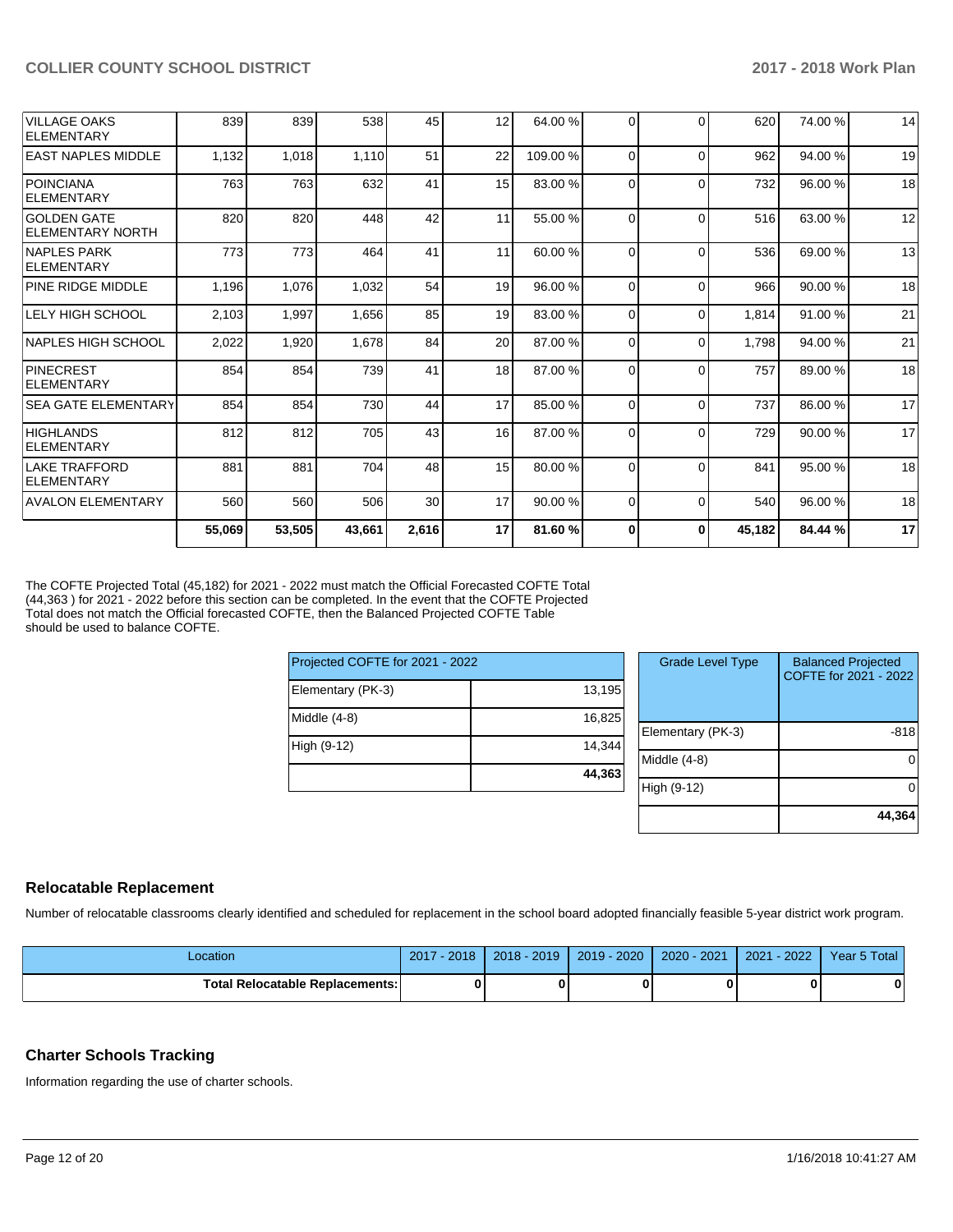| | | | | | | | | | | |
|---|---|---|---|---|---|---|---|---|---|---|
| VILLAGE OAKS ELEMENTARY | 839 | 839 | 538 | 45 | 12 | 64.00 % | 0 | 0 | 620 | 74.00 % | 14 |
| EAST NAPLES MIDDLE | 1,132 | 1,018 | 1,110 | 51 | 22 | 109.00 % | 0 | 0 | 962 | 94.00 % | 19 |
| POINCIANA ELEMENTARY | 763 | 763 | 632 | 41 | 15 | 83.00 % | 0 | 0 | 732 | 96.00 % | 18 |
| GOLDEN GATE ELEMENTARY NORTH | 820 | 820 | 448 | 42 | 11 | 55.00 % | 0 | 0 | 516 | 63.00 % | 12 |
| NAPLES PARK ELEMENTARY | 773 | 773 | 464 | 41 | 11 | 60.00 % | 0 | 0 | 536 | 69.00 % | 13 |
| PINE RIDGE MIDDLE | 1,196 | 1,076 | 1,032 | 54 | 19 | 96.00 % | 0 | 0 | 966 | 90.00 % | 18 |
| LELY HIGH SCHOOL | 2,103 | 1,997 | 1,656 | 85 | 19 | 83.00 % | 0 | 0 | 1,814 | 91.00 % | 21 |
| NAPLES HIGH SCHOOL | 2,022 | 1,920 | 1,678 | 84 | 20 | 87.00 % | 0 | 0 | 1,798 | 94.00 % | 21 |
| PINECREST ELEMENTARY | 854 | 854 | 739 | 41 | 18 | 87.00 % | 0 | 0 | 757 | 89.00 % | 18 |
| SEA GATE ELEMENTARY | 854 | 854 | 730 | 44 | 17 | 85.00 % | 0 | 0 | 737 | 86.00 % | 17 |
| HIGHLANDS ELEMENTARY | 812 | 812 | 705 | 43 | 16 | 87.00 % | 0 | 0 | 729 | 90.00 % | 17 |
| LAKE TRAFFORD ELEMENTARY | 881 | 881 | 704 | 48 | 15 | 80.00 % | 0 | 0 | 841 | 95.00 % | 18 |
| AVALON ELEMENTARY | 560 | 560 | 506 | 30 | 17 | 90.00 % | 0 | 0 | 540 | 96.00 % | 18 |
| | **55,069** | **53,505** | **43,661** | **2,616** | **17** | **81.60 %** | **0** | **0** | **45,182** | **84.44 %** | **17** |

The COFTE Projected Total (45,182) for 2021 - 2022 must match the Official Forecasted COFTE Total (44,363 ) for 2021 - 2022 before this section can be completed. In the event that the COFTE Projected Total does not match the Official forecasted COFTE, then the Balanced Projected COFTE Table should be used to balance COFTE.

| Projected COFTE for 2021 - 2022 | |
|---|---|
| Elementary (PK-3) | 13,195 |
| Middle (4-8) | 16,825 |
| High (9-12) | 14,344 |
| | **44,363** |

| Grade Level Type | Balanced Projected COFTE for 2021 - 2022 |
|---|---|
| Elementary (PK-3) | -818 |
| Middle (4-8) | 0 |
| High (9-12) | 0 |
| | **44,364** |

## Relocatable Replacement

Number of relocatable classrooms clearly identified and scheduled for replacement in the school board adopted financially feasible 5-year district work program.

| Location | 2017 - 2018 | 2018 - 2019 | 2019 - 2020 | 2020 - 2021 | 2021 - 2022 | Year 5 Total |
|---|---|---|---|---|---|---|
| **Total Relocatable Replacements:** | **0** | **0** | **0** | **0** | **0** | **0** |

## Charter Schools Tracking

Information regarding the use of charter schools.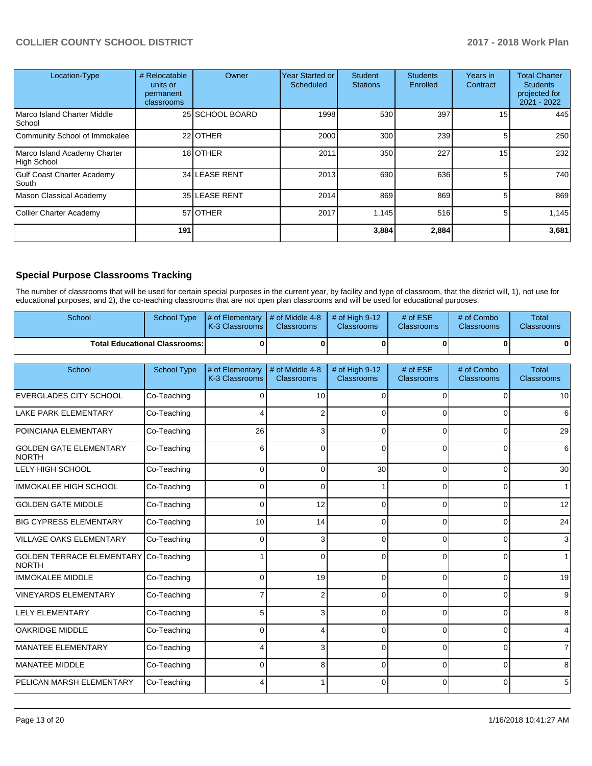| Location-Type | # Relocatable units or permanent classrooms | Owner | Year Started or Scheduled | Student Stations | Students Enrolled | Years in Contract | Total Charter Students projected for 2021 - 2022 |
|---|---|---|---|---|---|---|---|
| Marco Island Charter Middle School | 25 | SCHOOL BOARD | 1998 | 530 | 397 | 15 | 445 |
| Community School of Immokalee | 22 | OTHER | 2000 | 300 | 239 | 5 | 250 |
| Marco Island Academy Charter High School | 18 | OTHER | 2011 | 350 | 227 | 15 | 232 |
| Gulf Coast Charter Academy South | 34 | LEASE RENT | 2013 | 690 | 636 | 5 | 740 |
| Mason Classical Academy | 35 | LEASE RENT | 2014 | 869 | 869 | 5 | 869 |
| Collier Charter Academy | 57 | OTHER | 2017 | 1,145 | 516 | 5 | 1,145 |
| | **191** | | | **3,884** | **2,884** | | **3,681** |

## Special Purpose Classrooms Tracking

The number of classrooms that will be used for certain special purposes in the current year, by facility and type of classroom, that the district will, 1), not use for educational purposes, and 2), the co-teaching classrooms that are not open plan classrooms and will be used for educational purposes.

| School | School Type | # of Elementary K-3 Classrooms | # of Middle 4-8 Classrooms | # of High 9-12 Classrooms | # of ESE Classrooms | # of Combo Classrooms | Total Classrooms |
|---|---|---|---|---|---|---|---|
| **Total Educational Classrooms:** | | **0** | **0** | **0** | **0** | **0** | **0** |

| School | School Type | # of Elementary K-3 Classrooms | # of Middle 4-8 Classrooms | # of High 9-12 Classrooms | # of ESE Classrooms | # of Combo Classrooms | Total Classrooms |
|---|---|---|---|---|---|---|---|
| EVERGLADES CITY SCHOOL | Co-Teaching | 0 | 10 | 0 | 0 | 0 | 10 |
| LAKE PARK ELEMENTARY | Co-Teaching | 4 | 2 | 0 | 0 | 0 | 6 |
| POINCIANA ELEMENTARY | Co-Teaching | 26 | 3 | 0 | 0 | 0 | 29 |
| GOLDEN GATE ELEMENTARY NORTH | Co-Teaching | 6 | 0 | 0 | 0 | 0 | 6 |
| LELY HIGH SCHOOL | Co-Teaching | 0 | 0 | 30 | 0 | 0 | 30 |
| IMMOKALEE HIGH SCHOOL | Co-Teaching | 0 | 0 | 1 | 0 | 0 | 1 |
| GOLDEN GATE MIDDLE | Co-Teaching | 0 | 12 | 0 | 0 | 0 | 12 |
| BIG CYPRESS ELEMENTARY | Co-Teaching | 10 | 14 | 0 | 0 | 0 | 24 |
| VILLAGE OAKS ELEMENTARY | Co-Teaching | 0 | 3 | 0 | 0 | 0 | 3 |
| GOLDEN TERRACE ELEMENTARY NORTH | Co-Teaching | 1 | 0 | 0 | 0 | 0 | 1 |
| IMMOKALEE MIDDLE | Co-Teaching | 0 | 19 | 0 | 0 | 0 | 19 |
| VINEYARDS ELEMENTARY | Co-Teaching | 7 | 2 | 0 | 0 | 0 | 9 |
| LELY ELEMENTARY | Co-Teaching | 5 | 3 | 0 | 0 | 0 | 8 |
| OAKRIDGE MIDDLE | Co-Teaching | 0 | 4 | 0 | 0 | 0 | 4 |
| MANATEE ELEMENTARY | Co-Teaching | 4 | 3 | 0 | 0 | 0 | 7 |
| MANATEE MIDDLE | Co-Teaching | 0 | 8 | 0 | 0 | 0 | 8 |
| PELICAN MARSH ELEMENTARY | Co-Teaching | 4 | 1 | 0 | 0 | 0 | 5 |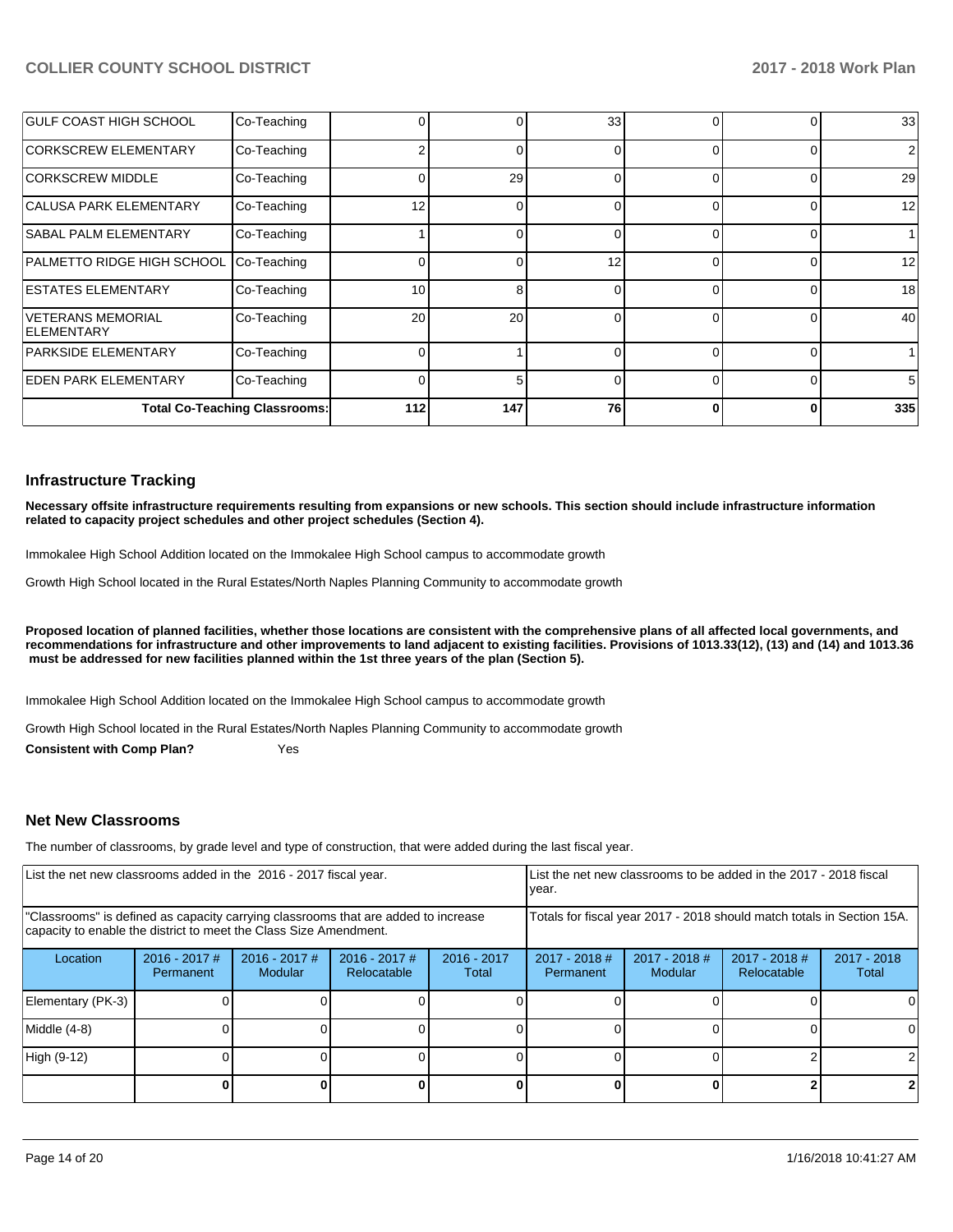| | | | | | | | |
|---|---|---|---|---|---|---|---|
| GULF COAST HIGH SCHOOL | Co-Teaching | 0 | 0 | 33 | 0 | 0 | 33 |
| CORKSCREW ELEMENTARY | Co-Teaching | 2 | 0 | 0 | 0 | 0 | 2 |
| CORKSCREW MIDDLE | Co-Teaching | 0 | 29 | 0 | 0 | 0 | 29 |
| CALUSA PARK ELEMENTARY | Co-Teaching | 12 | 0 | 0 | 0 | 0 | 12 |
| SABAL PALM ELEMENTARY | Co-Teaching | 1 | 0 | 0 | 0 | 0 | 1 |
| PALMETTO RIDGE HIGH SCHOOL | Co-Teaching | 0 | 0 | 12 | 0 | 0 | 12 |
| ESTATES ELEMENTARY | Co-Teaching | 10 | 8 | 0 | 0 | 0 | 18 |
| VETERANS MEMORIAL ELEMENTARY | Co-Teaching | 20 | 20 | 0 | 0 | 0 | 40 |
| PARKSIDE ELEMENTARY | Co-Teaching | 0 | 1 | 0 | 0 | 0 | 1 |
| EDEN PARK ELEMENTARY | Co-Teaching | 0 | 5 | 0 | 0 | 0 | 5 |
| | **Total Co-Teaching Classrooms:** | **112** | **147** | **76** | **0** | **0** | **335** |

## Infrastructure Tracking

**Necessary offsite infrastructure requirements resulting from expansions or new schools. This section should include infrastructure information related to capacity project schedules and other project schedules (Section 4).**

Immokalee High School Addition located on the Immokalee High School campus to accommodate growth

Growth High School located in the Rural Estates/North Naples Planning Community to accommodate growth

**Proposed location of planned facilities, whether those locations are consistent with the comprehensive plans of all affected local governments, and recommendations for infrastructure and other improvements to land adjacent to existing facilities. Provisions of 1013.33(12), (13) and (14) and 1013.36 must be addressed for new facilities planned within the 1st three years of the plan (Section 5).**

Immokalee High School Addition located on the Immokalee High School campus to accommodate growth

Growth High School located in the Rural Estates/North Naples Planning Community to accommodate growth

**Consistent with Comp Plan?** Yes

## Net New Classrooms

The number of classrooms, by grade level and type of construction, that were added during the last fiscal year.

| List the net new classrooms added in the 2016 - 2017 fiscal year. | | | | | List the net new classrooms to be added in the 2017 - 2018 fiscal year. | | | |
|---|---|---|---|---|---|---|---|---|
| "Classrooms" is defined as capacity carrying classrooms that are added to increase capacity to enable the district to meet the Class Size Amendment. | | | | | Totals for fiscal year 2017 - 2018 should match totals in Section 15A. | | | |
| Location | 2016 - 2017 # Permanent | 2016 - 2017 # Modular | 2016 - 2017 # Relocatable | 2016 - 2017 Total | 2017 - 2018 # Permanent | 2017 - 2018 # Modular | 2017 - 2018 # Relocatable | 2017 - 2018 Total |
| Elementary (PK-3) | 0 | 0 | 0 | 0 | 0 | 0 | 0 | 0 |
| Middle (4-8) | 0 | 0 | 0 | 0 | 0 | 0 | 0 | 0 |
| High (9-12) | 0 | 0 | 0 | 0 | 0 | 0 | 2 | 2 |
| | **0** | **0** | **0** | **0** | **0** | **0** | **2** | **2** |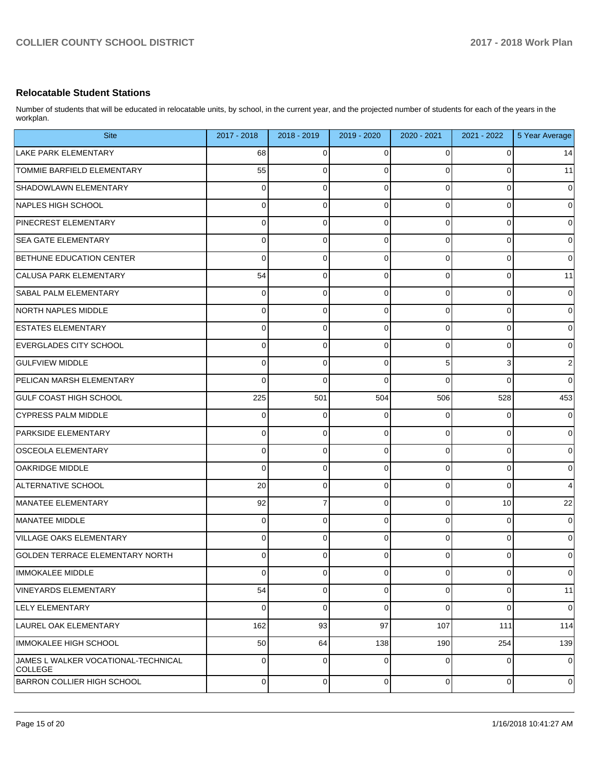## Relocatable Student Stations

Number of students that will be educated in relocatable units, by school, in the current year, and the projected number of students for each of the years in the workplan.

| Site | 2017 - 2018 | 2018 - 2019 | 2019 - 2020 | 2020 - 2021 | 2021 - 2022 | 5 Year Average |
|---|---|---|---|---|---|---|
| LAKE PARK ELEMENTARY | 68 | 0 | 0 | 0 | 0 | 14 |
| TOMMIE BARFIELD ELEMENTARY | 55 | 0 | 0 | 0 | 0 | 11 |
| SHADOWLAWN ELEMENTARY | 0 | 0 | 0 | 0 | 0 | 0 |
| NAPLES HIGH SCHOOL | 0 | 0 | 0 | 0 | 0 | 0 |
| PINECREST ELEMENTARY | 0 | 0 | 0 | 0 | 0 | 0 |
| SEA GATE ELEMENTARY | 0 | 0 | 0 | 0 | 0 | 0 |
| BETHUNE EDUCATION CENTER | 0 | 0 | 0 | 0 | 0 | 0 |
| CALUSA PARK ELEMENTARY | 54 | 0 | 0 | 0 | 0 | 11 |
| SABAL PALM ELEMENTARY | 0 | 0 | 0 | 0 | 0 | 0 |
| NORTH NAPLES MIDDLE | 0 | 0 | 0 | 0 | 0 | 0 |
| ESTATES ELEMENTARY | 0 | 0 | 0 | 0 | 0 | 0 |
| EVERGLADES CITY SCHOOL | 0 | 0 | 0 | 0 | 0 | 0 |
| GULFVIEW MIDDLE | 0 | 0 | 0 | 5 | 3 | 2 |
| PELICAN MARSH ELEMENTARY | 0 | 0 | 0 | 0 | 0 | 0 |
| GULF COAST HIGH SCHOOL | 225 | 501 | 504 | 506 | 528 | 453 |
| CYPRESS PALM MIDDLE | 0 | 0 | 0 | 0 | 0 | 0 |
| PARKSIDE ELEMENTARY | 0 | 0 | 0 | 0 | 0 | 0 |
| OSCEOLA ELEMENTARY | 0 | 0 | 0 | 0 | 0 | 0 |
| OAKRIDGE MIDDLE | 0 | 0 | 0 | 0 | 0 | 0 |
| ALTERNATIVE SCHOOL | 20 | 0 | 0 | 0 | 0 | 4 |
| MANATEE ELEMENTARY | 92 | 7 | 0 | 0 | 10 | 22 |
| MANATEE MIDDLE | 0 | 0 | 0 | 0 | 0 | 0 |
| VILLAGE OAKS ELEMENTARY | 0 | 0 | 0 | 0 | 0 | 0 |
| GOLDEN TERRACE ELEMENTARY NORTH | 0 | 0 | 0 | 0 | 0 | 0 |
| IMMOKALEE MIDDLE | 0 | 0 | 0 | 0 | 0 | 0 |
| VINEYARDS ELEMENTARY | 54 | 0 | 0 | 0 | 0 | 11 |
| LELY ELEMENTARY | 0 | 0 | 0 | 0 | 0 | 0 |
| LAUREL OAK ELEMENTARY | 162 | 93 | 97 | 107 | 111 | 114 |
| IMMOKALEE HIGH SCHOOL | 50 | 64 | 138 | 190 | 254 | 139 |
| JAMES L WALKER VOCATIONAL-TECHNICAL COLLEGE | 0 | 0 | 0 | 0 | 0 | 0 |
| BARRON COLLIER HIGH SCHOOL | 0 | 0 | 0 | 0 | 0 | 0 |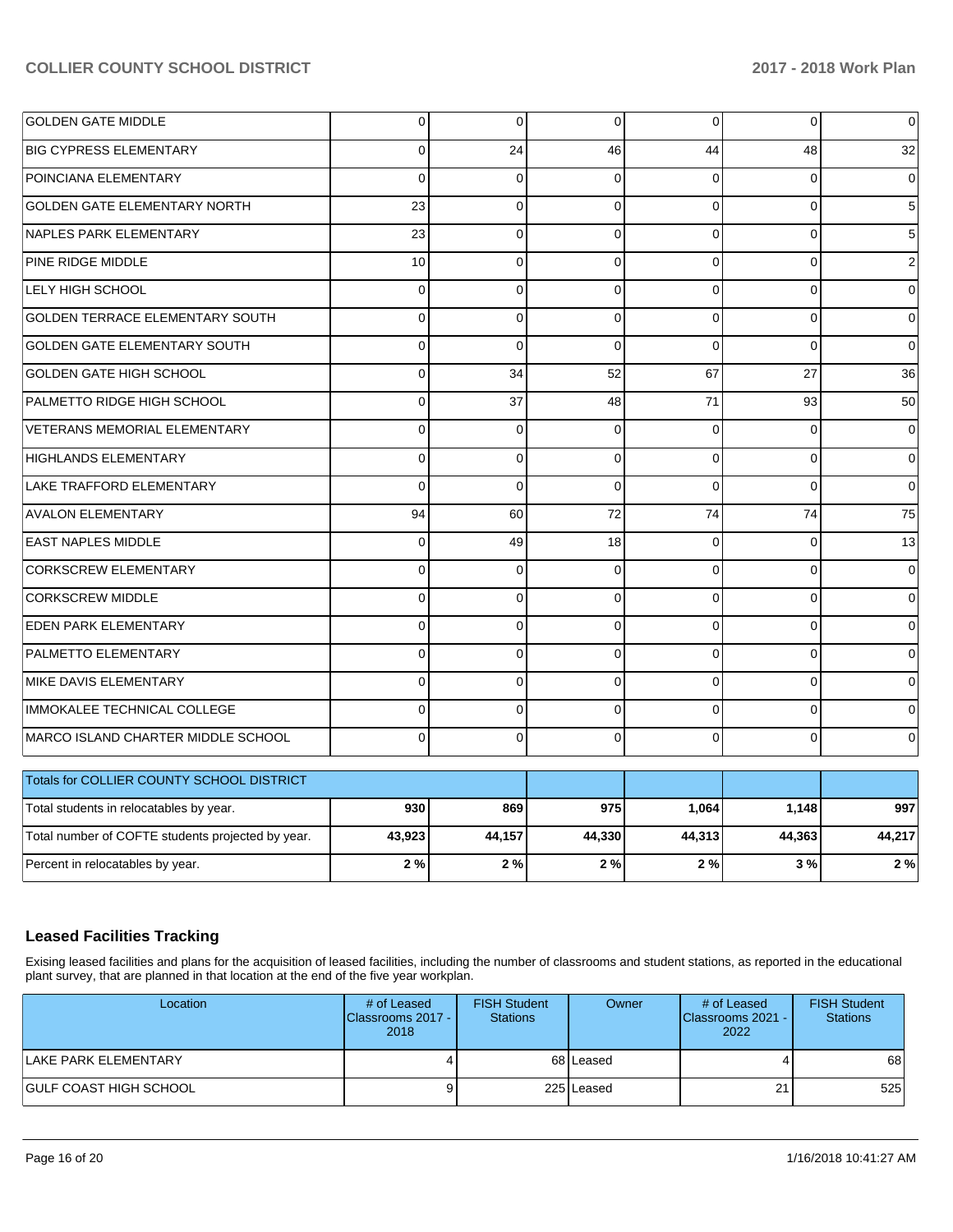| | | | | | | |
|---|---|---|---|---|---|---|
| GOLDEN GATE MIDDLE | 0 | 0 | 0 | 0 | 0 | 0 |
| BIG CYPRESS ELEMENTARY | 0 | 24 | 46 | 44 | 48 | 32 |
| POINCIANA ELEMENTARY | 0 | 0 | 0 | 0 | 0 | 0 |
| GOLDEN GATE ELEMENTARY NORTH | 23 | 0 | 0 | 0 | 0 | 5 |
| NAPLES PARK ELEMENTARY | 23 | 0 | 0 | 0 | 0 | 5 |
| PINE RIDGE MIDDLE | 10 | 0 | 0 | 0 | 0 | 2 |
| LELY HIGH SCHOOL | 0 | 0 | 0 | 0 | 0 | 0 |
| GOLDEN TERRACE ELEMENTARY SOUTH | 0 | 0 | 0 | 0 | 0 | 0 |
| GOLDEN GATE ELEMENTARY SOUTH | 0 | 0 | 0 | 0 | 0 | 0 |
| GOLDEN GATE HIGH SCHOOL | 0 | 34 | 52 | 67 | 27 | 36 |
| PALMETTO RIDGE HIGH SCHOOL | 0 | 37 | 48 | 71 | 93 | 50 |
| VETERANS MEMORIAL ELEMENTARY | 0 | 0 | 0 | 0 | 0 | 0 |
| HIGHLANDS ELEMENTARY | 0 | 0 | 0 | 0 | 0 | 0 |
| LAKE TRAFFORD ELEMENTARY | 0 | 0 | 0 | 0 | 0 | 0 |
| AVALON ELEMENTARY | 94 | 60 | 72 | 74 | 74 | 75 |
| EAST NAPLES MIDDLE | 0 | 49 | 18 | 0 | 0 | 13 |
| CORKSCREW ELEMENTARY | 0 | 0 | 0 | 0 | 0 | 0 |
| CORKSCREW MIDDLE | 0 | 0 | 0 | 0 | 0 | 0 |
| EDEN PARK ELEMENTARY | 0 | 0 | 0 | 0 | 0 | 0 |
| PALMETTO ELEMENTARY | 0 | 0 | 0 | 0 | 0 | 0 |
| MIKE DAVIS ELEMENTARY | 0 | 0 | 0 | 0 | 0 | 0 |
| IMMOKALEE TECHNICAL COLLEGE | 0 | 0 | 0 | 0 | 0 | 0 |
| MARCO ISLAND CHARTER MIDDLE SCHOOL | 0 | 0 | 0 | 0 | 0 | 0 |

| Totals for COLLIER COUNTY SCHOOL DISTRICT | | | | | | |
|---|---|---|---|---|---|---|
| Total students in relocatables by year. | **930** | **869** | **975** | **1,064** | **1,148** | **997** |
| Total number of COFTE students projected by year. | **43,923** | **44,157** | **44,330** | **44,313** | **44,363** | **44,217** |
| Percent in relocatables by year. | **2 %** | **2 %** | **2 %** | **2 %** | **3 %** | **2 %** |

## Leased Facilities Tracking

Exising leased facilities and plans for the acquisition of leased facilities, including the number of classrooms and student stations, as reported in the educational plant survey, that are planned in that location at the end of the five year workplan.

| Location | # of Leased Classrooms 2017 - 2018 | FISH Student Stations | Owner | # of Leased Classrooms 2021 - 2022 | FISH Student Stations |
|---|---|---|---|---|---|
| LAKE PARK ELEMENTARY | 4 | 68 | Leased | 4 | 68 |
| GULF COAST HIGH SCHOOL | 9 | 225 | Leased | 21 | 525 |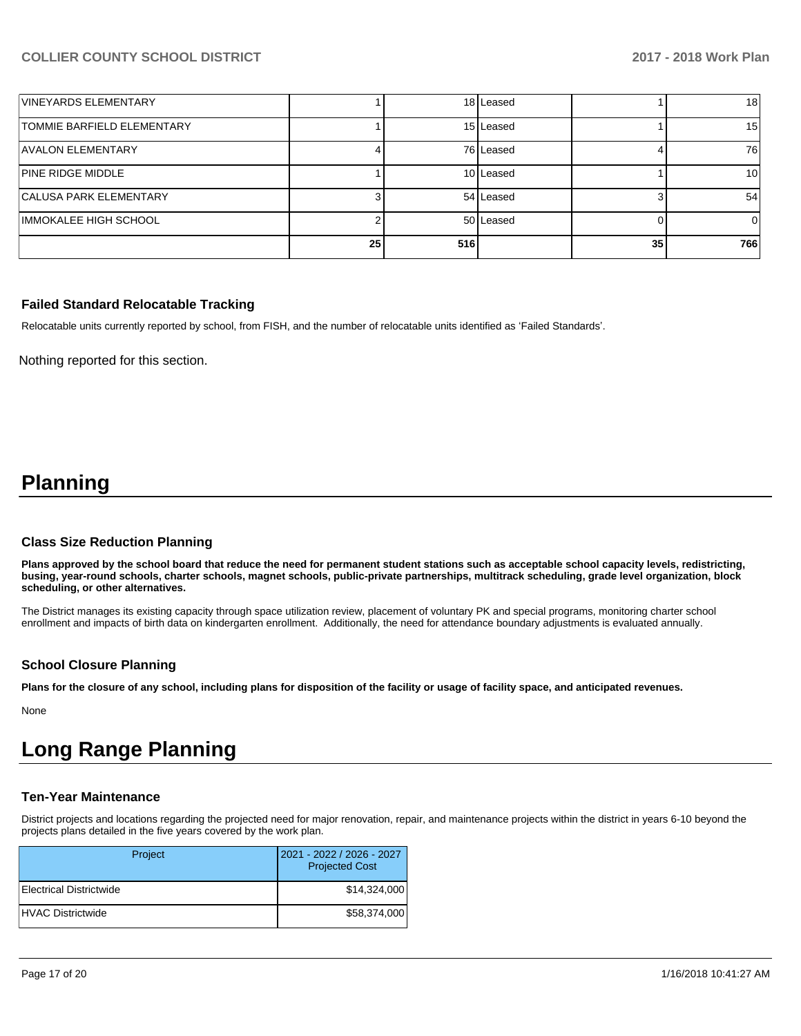| | | | | | |
|---|---|---|---|---|---|
| VINEYARDS ELEMENTARY | 1 | 18 | Leased | 1 | 18 |
| TOMMIE BARFIELD ELEMENTARY | 1 | 15 | Leased | 1 | 15 |
| AVALON ELEMENTARY | 4 | 76 | Leased | 4 | 76 |
| PINE RIDGE MIDDLE | 1 | 10 | Leased | 1 | 10 |
| CALUSA PARK ELEMENTARY | 3 | 54 | Leased | 3 | 54 |
| IMMOKALEE HIGH SCHOOL | 2 | 50 | Leased | 0 | 0 |
| | **25** | **516** | | **35** | **766** |

### Failed Standard Relocatable Tracking

Relocatable units currently reported by school, from FISH, and the number of relocatable units identified as 'Failed Standards'.

Nothing reported for this section.

# Planning

### Class Size Reduction Planning

**Plans approved by the school board that reduce the need for permanent student stations such as acceptable school capacity levels, redistricting, busing, year-round schools, charter schools, magnet schools, public-private partnerships, multitrack scheduling, grade level organization, block scheduling, or other alternatives.**

The District manages its existing capacity through space utilization review, placement of voluntary PK and special programs, monitoring charter school enrollment and impacts of birth data on kindergarten enrollment. Additionally, the need for attendance boundary adjustments is evaluated annually.

### School Closure Planning

**Plans for the closure of any school, including plans for disposition of the facility or usage of facility space, and anticipated revenues.**

None

# Long Range Planning

### Ten-Year Maintenance

District projects and locations regarding the projected need for major renovation, repair, and maintenance projects within the district in years 6-10 beyond the projects plans detailed in the five years covered by the work plan.

| Project | 2021 - 2022 / 2026 - 2027 Projected Cost |
|---|---|
| Electrical Districtwide | $14,324,000 |
| HVAC Districtwide | $58,374,000 |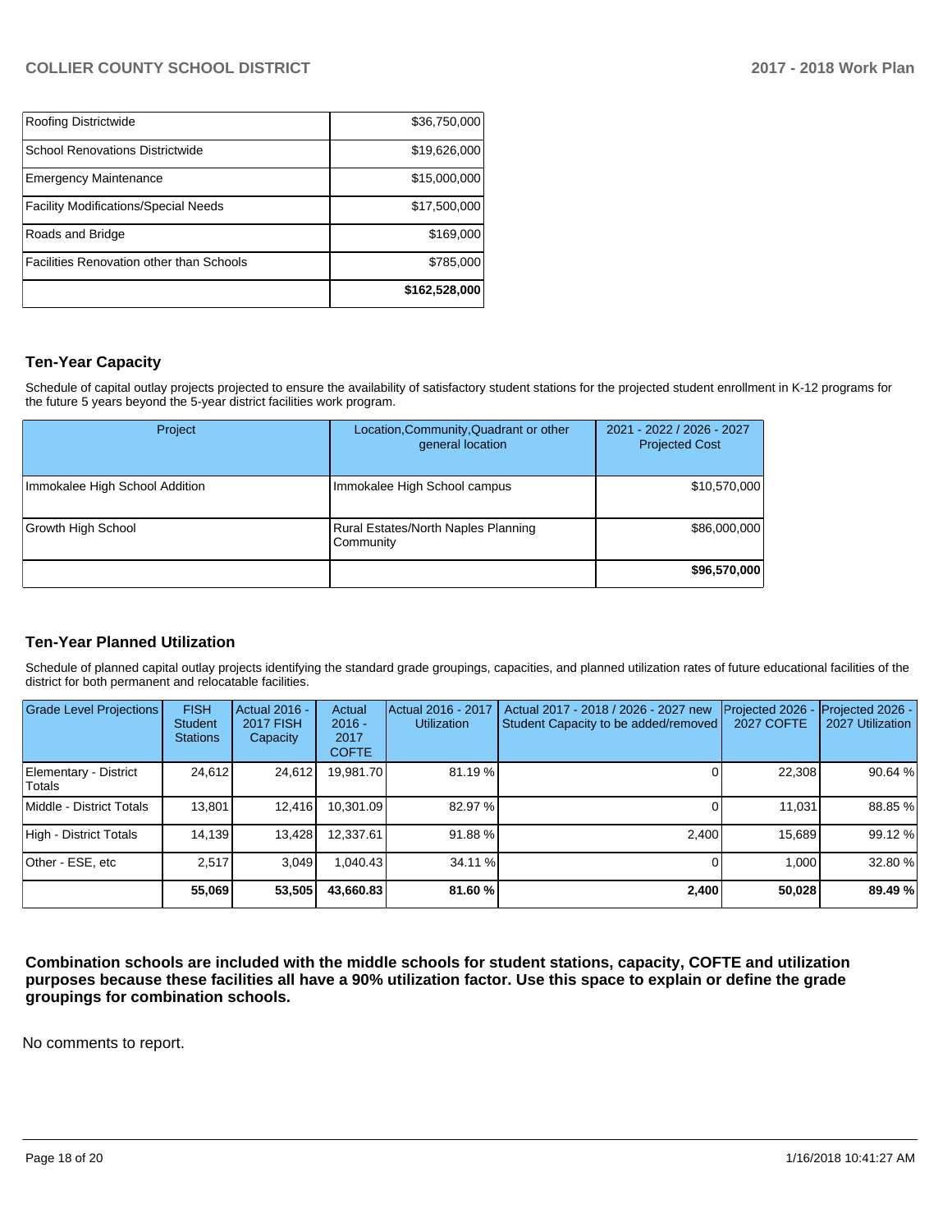| | |
|---|---|
| Roofing Districtwide | $36,750,000 |
| School Renovations Districtwide | $19,626,000 |
| Emergency Maintenance | $15,000,000 |
| Facility Modifications/Special Needs | $17,500,000 |
| Roads and Bridge | $169,000 |
| Facilities Renovation other than Schools | $785,000 |
| | **$162,528,000** |

## Ten-Year Capacity

Schedule of capital outlay projects projected to ensure the availability of satisfactory student stations for the projected student enrollment in K-12 programs for the future 5 years beyond the 5-year district facilities work program.

| Project | Location,Community,Quadrant or other general location | 2021 - 2022 / 2026 - 2027 Projected Cost |
|---|---|---|
| Immokalee High School Addition | Immokalee High School campus | $10,570,000 |
| Growth High School | Rural Estates/North Naples Planning Community | $86,000,000 |
| | | **$96,570,000** |

## Ten-Year Planned Utilization

Schedule of planned capital outlay projects identifying the standard grade groupings, capacities, and planned utilization rates of future educational facilities of the district for both permanent and relocatable facilities.

| Grade Level Projections | FISH Student Stations | Actual 2016 - 2017 FISH Capacity | Actual 2016 - 2017 COFTE | Actual 2016 - 2017 Utilization | Actual 2017 - 2018 / 2026 - 2027 new Student Capacity to be added/removed | Projected 2026 - 2027 COFTE | Projected 2026 - 2027 Utilization |
|---|---|---|---|---|---|---|---|
| Elementary - District Totals | 24,612 | 24,612 | 19,981.70 | 81.19 % | 0 | 22,308 | 90.64 % |
| Middle - District Totals | 13,801 | 12,416 | 10,301.09 | 82.97 % | 0 | 11,031 | 88.85 % |
| High - District Totals | 14,139 | 13,428 | 12,337.61 | 91.88 % | 2,400 | 15,689 | 99.12 % |
| Other - ESE, etc | 2,517 | 3,049 | 1,040.43 | 34.11 % | 0 | 1,000 | 32.80 % |
| | **55,069** | **53,505** | **43,660.83** | **81.60 %** | **2,400** | **50,028** | **89.49 %** |

**Combination schools are included with the middle schools for student stations, capacity, COFTE and utilization purposes because these facilities all have a 90% utilization factor. Use this space to explain or define the grade groupings for combination schools.**

No comments to report.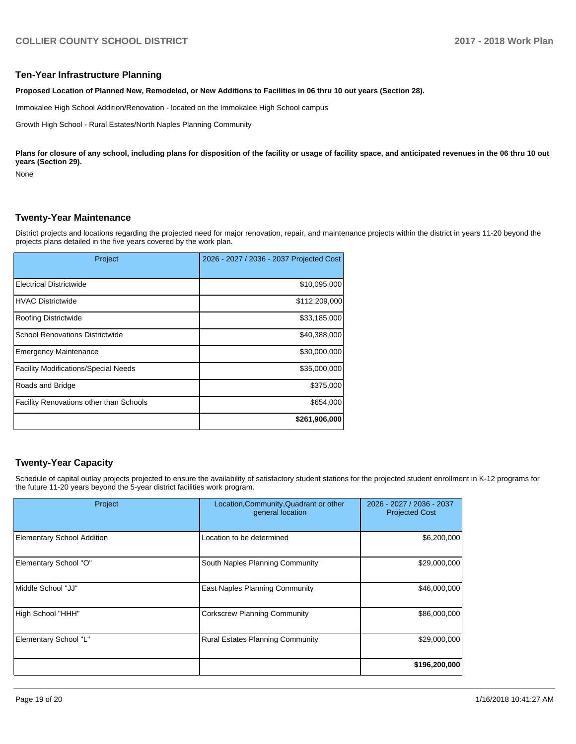## Ten-Year Infrastructure Planning

**Proposed Location of Planned New, Remodeled, or New Additions to Facilities in 06 thru 10 out years (Section 28).**

Immokalee High School Addition/Renovation - located on the Immokalee High School campus

Growth High School - Rural Estates/North Naples Planning Community

**Plans for closure of any school, including plans for disposition of the facility or usage of facility space, and anticipated revenues in the 06 thru 10 out years (Section 29).**

None

## Twenty-Year Maintenance

District projects and locations regarding the projected need for major renovation, repair, and maintenance projects within the district in years 11-20 beyond the projects plans detailed in the five years covered by the work plan.

| Project | 2026 - 2027 / 2036 - 2037 Projected Cost |
|---|---|
| Electrical Districtwide | $10,095,000 |
| HVAC Districtwide | $112,209,000 |
| Roofing Districtwide | $33,185,000 |
| School Renovations Districtwide | $40,388,000 |
| Emergency Maintenance | $30,000,000 |
| Facility Modifications/Special Needs | $35,000,000 |
| Roads and Bridge | $375,000 |
| Facility Renovations other than Schools | $654,000 |
| | **$261,906,000** |

## Twenty-Year Capacity

Schedule of capital outlay projects projected to ensure the availability of satisfactory student stations for the projected student enrollment in K-12 programs for the future 11-20 years beyond the 5-year district facilities work program.

| Project | Location,Community,Quadrant or other general location | 2026 - 2027 / 2036 - 2037 Projected Cost |
|---|---|---|
| Elementary School Addition | Location to be determined | $6,200,000 |
| Elementary School "O" | South Naples Planning Community | $29,000,000 |
| Middle School "JJ" | East Naples Planning Community | $46,000,000 |
| High School "HHH" | Corkscrew Planning Community | $86,000,000 |
| Elementary School "L" | Rural Estates Planning Community | $29,000,000 |
| | | **$196,200,000** |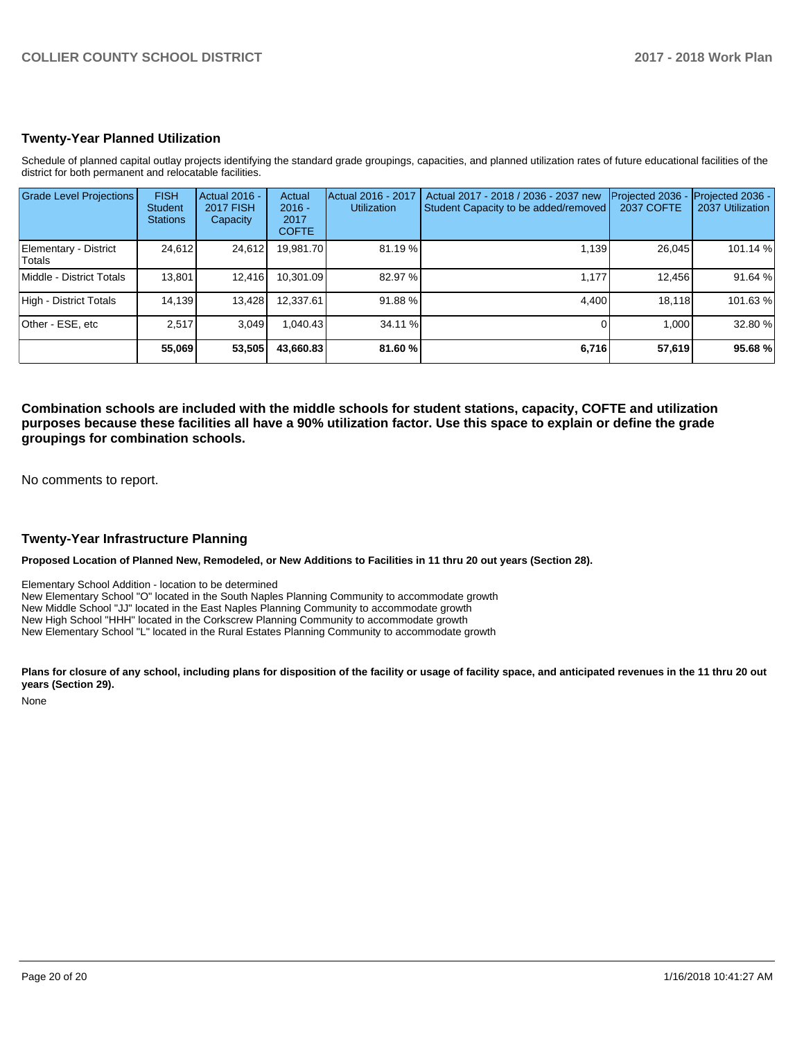## Twenty-Year Planned Utilization

Schedule of planned capital outlay projects identifying the standard grade groupings, capacities, and planned utilization rates of future educational facilities of the district for both permanent and relocatable facilities.

| Grade Level Projections | FISH Student Stations | Actual 2016 - 2017 FISH Capacity | Actual 2016 - 2017 COFTE | Actual 2016 - 2017 Utilization | Actual 2017 - 2018 / 2036 - 2037 new Student Capacity to be added/removed | Projected 2036 - 2037 COFTE | Projected 2036 - 2037 Utilization |
|---|---|---|---|---|---|---|---|
| Elementary - District Totals | 24,612 | 24,612 | 19,981.70 | 81.19 % | 1,139 | 26,045 | 101.14 % |
| Middle - District Totals | 13,801 | 12,416 | 10,301.09 | 82.97 % | 1,177 | 12,456 | 91.64 % |
| High - District Totals | 14,139 | 13,428 | 12,337.61 | 91.88 % | 4,400 | 18,118 | 101.63 % |
| Other - ESE, etc | 2,517 | 3,049 | 1,040.43 | 34.11 % | 0 | 1,000 | 32.80 % |
| | **55,069** | **53,505** | **43,660.83** | **81.60 %** | **6,716** | **57,619** | **95.68 %** |

**Combination schools are included with the middle schools for student stations, capacity, COFTE and utilization purposes because these facilities all have a 90% utilization factor. Use this space to explain or define the grade groupings for combination schools.**

No comments to report.

## Twenty-Year Infrastructure Planning

**Proposed Location of Planned New, Remodeled, or New Additions to Facilities in 11 thru 20 out years (Section 28).**

Elementary School Addition - location to be determined
New Elementary School "O" located in the South Naples Planning Community to accommodate growth
New Middle School "JJ" located in the East Naples Planning Community to accommodate growth
New High School "HHH" located in the Corkscrew Planning Community to accommodate growth
New Elementary School "L" located in the Rural Estates Planning Community to accommodate growth

**Plans for closure of any school, including plans for disposition of the facility or usage of facility space, and anticipated revenues in the 11 thru 20 out years (Section 29).**

None